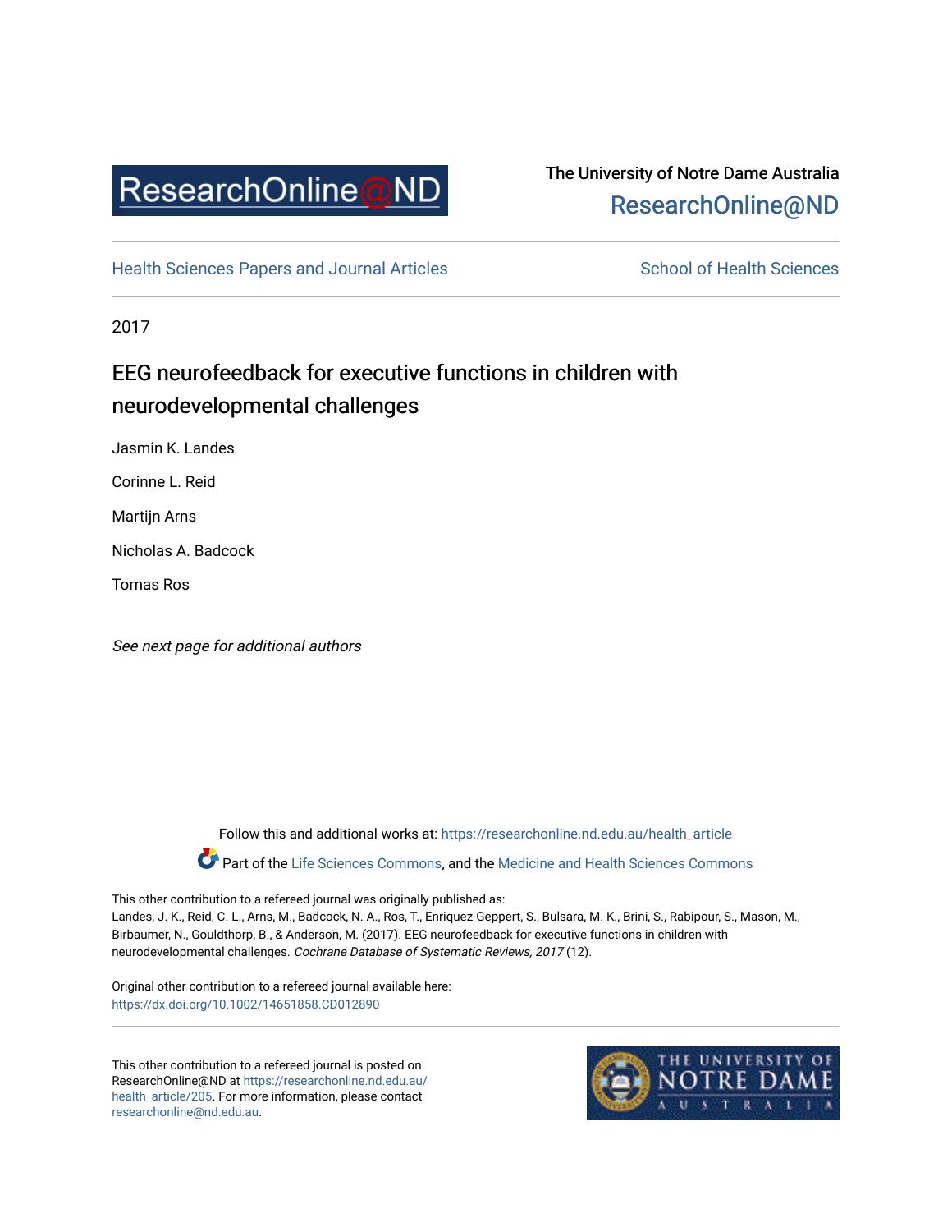ResearchOnline@ND

The University of Notre Dame Australia
ResearchOnline@ND

Health Sciences Papers and Journal Articles | School of Health Sciences

2017

# EEG neurofeedback for executive functions in children with neurodevelopmental challenges

Jasmin K. Landes

Corinne L. Reid

Martijn Arns

Nicholas A. Badcock

Tomas Ros

*See next page for additional authors*

Follow this and additional works at: https://researchonline.nd.edu.au/health_article

Part of the Life Sciences Commons, and the Medicine and Health Sciences Commons

This other contribution to a refereed journal was originally published as:
Landes, J. K., Reid, C. L., Arns, M., Badcock, N. A., Ros, T., Enriquez-Geppert, S., Bulsara, M. K., Brini, S., Rabipour, S., Mason, M., Birbaumer, N., Gouldthorp, B., & Anderson, M. (2017). EEG neurofeedback for executive functions in children with neurodevelopmental challenges. *Cochrane Database of Systematic Reviews, 2017* (12).

Original other contribution to a refereed journal available here:
https://dx.doi.org/10.1002/14651858.CD012890

This other contribution to a refereed journal is posted on ResearchOnline@ND at https://researchonline.nd.edu.au/health_article/205. For more information, please contact researchonline@nd.edu.au.

THE UNIVERSITY OF NOTRE DAME AUSTRALIA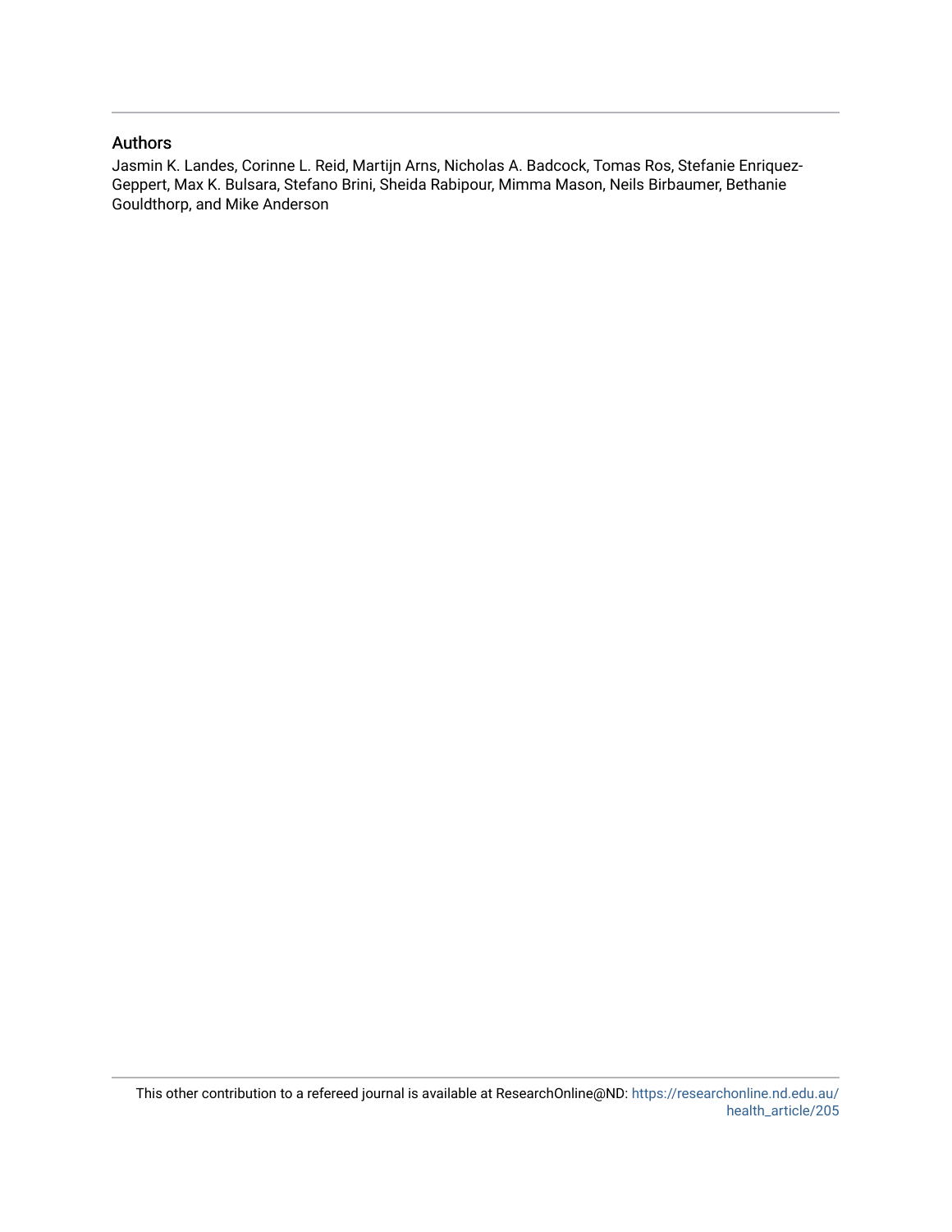## Authors

Jasmin K. Landes, Corinne L. Reid, Martijn Arns, Nicholas A. Badcock, Tomas Ros, Stefanie Enriquez-Geppert, Max K. Bulsara, Stefano Brini, Sheida Rabipour, Mimma Mason, Neils Birbaumer, Bethanie Gouldthorp, and Mike Anderson

This other contribution to a refereed journal is available at ResearchOnline@ND: https://researchonline.nd.edu.au/health_article/205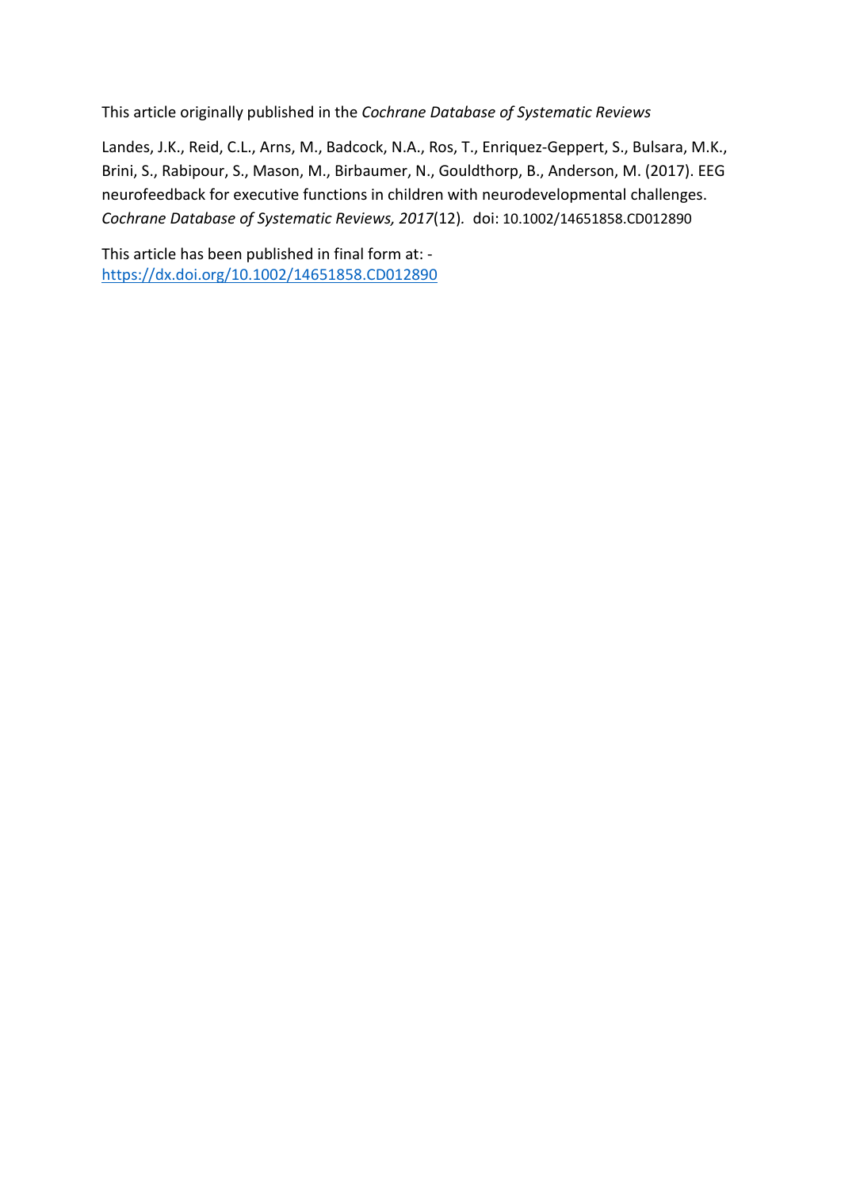This article originally published in the *Cochrane Database of Systematic Reviews*

Landes, J.K., Reid, C.L., Arns, M., Badcock, N.A., Ros, T., Enriquez-Geppert, S., Bulsara, M.K., Brini, S., Rabipour, S., Mason, M., Birbaumer, N., Gouldthorp, B., Anderson, M. (2017). EEG neurofeedback for executive functions in children with neurodevelopmental challenges. *Cochrane Database of Systematic Reviews, 2017*(12). doi: 10.1002/14651858.CD012890

This article has been published in final form at: - https://dx.doi.org/10.1002/14651858.CD012890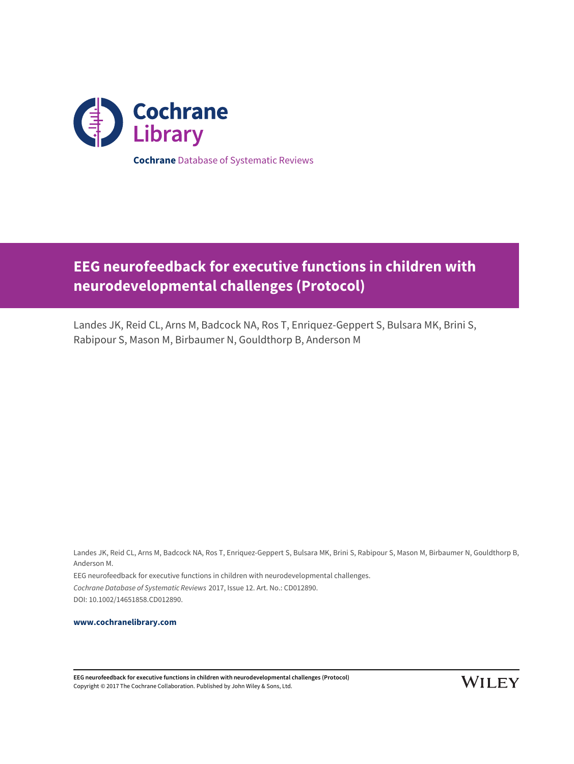Cochrane Database of Systematic Reviews

# EEG neurofeedback for executive functions in children with neurodevelopmental challenges (Protocol)

Landes JK, Reid CL, Arns M, Badcock NA, Ros T, Enriquez-Geppert S, Bulsara MK, Brini S, Rabipour S, Mason M, Birbaumer N, Gouldthorp B, Anderson M

Landes JK, Reid CL, Arns M, Badcock NA, Ros T, Enriquez-Geppert S, Bulsara MK, Brini S, Rabipour S, Mason M, Birbaumer N, Gouldthorp B, Anderson M.

EEG neurofeedback for executive functions in children with neurodevelopmental challenges.

*Cochrane Database of Systematic Reviews* 2017, Issue 12. Art. No.: CD012890.

DOI: 10.1002/14651858.CD012890.

**www.cochranelibrary.com**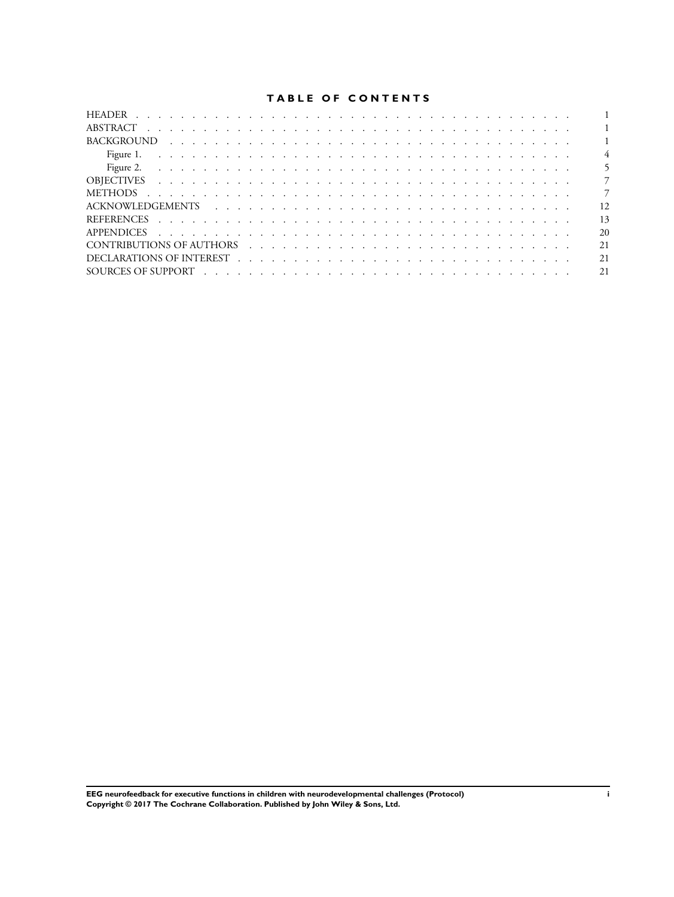# TABLE OF CONTENTS

| | |
|---|---|
| HEADER | 1 |
| ABSTRACT | 1 |
| BACKGROUND | 1 |
| Figure 1. | 4 |
| Figure 2. | 5 |
| OBJECTIVES | 7 |
| METHODS | 7 |
| ACKNOWLEDGEMENTS | 12 |
| REFERENCES | 13 |
| APPENDICES | 20 |
| CONTRIBUTIONS OF AUTHORS | 21 |
| DECLARATIONS OF INTEREST | 21 |
| SOURCES OF SUPPORT | 21 |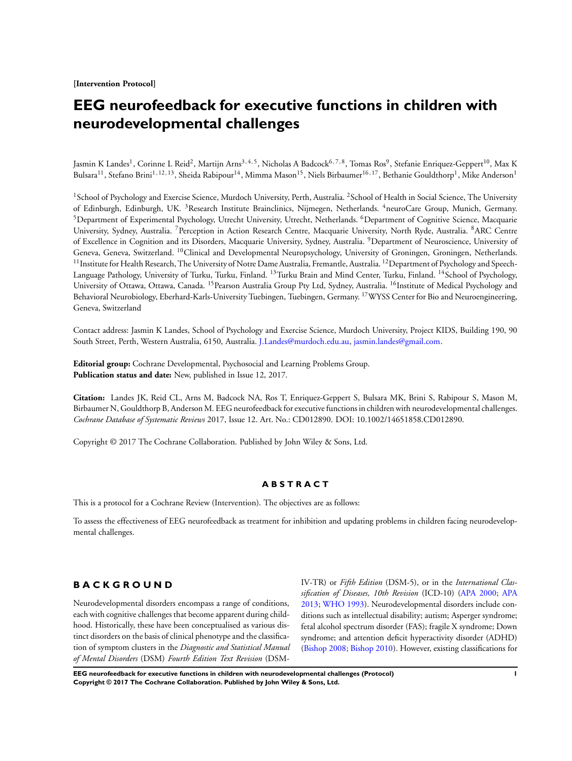[Intervention Protocol]

# EEG neurofeedback for executive functions in children with neurodevelopmental challenges

Jasmin K Landes[1], Corinne L Reid[2], Martijn Arns[3,4,5], Nicholas A Badcock[6,7,8], Tomas Ros[9], Stefanie Enriquez-Geppert[10], Max K Bulsara[11], Stefano Brini[1,12,13], Sheida Rabipour[14], Mimma Mason[15], Niels Birbaumer[16,17], Bethanie Gouldthorp[1], Mike Anderson[1]

[1]School of Psychology and Exercise Science, Murdoch University, Perth, Australia. [2]School of Health in Social Science, The University of Edinburgh, Edinburgh, UK. [3]Research Institute Brainclinics, Nijmegen, Netherlands. [4]neuroCare Group, Munich, Germany. [5]Department of Experimental Psychology, Utrecht University, Utrecht, Netherlands. [6]Department of Cognitive Science, Macquarie University, Sydney, Australia. [7]Perception in Action Research Centre, Macquarie University, North Ryde, Australia. [8]ARC Centre of Excellence in Cognition and its Disorders, Macquarie University, Sydney, Australia. [9]Department of Neuroscience, University of Geneva, Geneva, Switzerland. [10]Clinical and Developmental Neuropsychology, University of Groningen, Groningen, Netherlands. [11]Institute for Health Research, The University of Notre Dame Australia, Fremantle, Australia. [12]Department of Psychology and Speech-Language Pathology, University of Turku, Turku, Finland. [13]Turku Brain and Mind Center, Turku, Finland. [14]School of Psychology, University of Ottawa, Ottawa, Canada. [15]Pearson Australia Group Pty Ltd, Sydney, Australia. [16]Institute of Medical Psychology and Behavioral Neurobiology, Eberhard-Karls-University Tuebingen, Tuebingen, Germany. [17]WYSS Center for Bio and Neuroengineering, Geneva, Switzerland

Contact address: Jasmin K Landes, School of Psychology and Exercise Science, Murdoch University, Project KIDS, Building 190, 90 South Street, Perth, Western Australia, 6150, Australia. J.Landes@murdoch.edu.au, jasmin.landes@gmail.com.

**Editorial group:** Cochrane Developmental, Psychosocial and Learning Problems Group.
**Publication status and date:** New, published in Issue 12, 2017.

**Citation:** Landes JK, Reid CL, Arns M, Badcock NA, Ros T, Enriquez-Geppert S, Bulsara MK, Brini S, Rabipour S, Mason M, Birbaumer N, Gouldthorp B, Anderson M. EEG neurofeedback for executive functions in children with neurodevelopmental challenges. *Cochrane Database of Systematic Reviews* 2017, Issue 12. Art. No.: CD012890. DOI: 10.1002/14651858.CD012890.

Copyright © 2017 The Cochrane Collaboration. Published by John Wiley & Sons, Ltd.

## ABSTRACT

This is a protocol for a Cochrane Review (Intervention). The objectives are as follows:

To assess the effectiveness of EEG neurofeedback as treatment for inhibition and updating problems in children facing neurodevelopmental challenges.

## BACKGROUND

Neurodevelopmental disorders encompass a range of conditions, each with cognitive challenges that become apparent during childhood. Historically, these have been conceptualised as various distinct disorders on the basis of clinical phenotype and the classification of symptom clusters in the *Diagnostic and Statistical Manual of Mental Disorders* (DSM) *Fourth Edition Text Revision* (DSM-IV-TR) or *Fifth Edition* (DSM-5), or in the *International Classification of Diseases, 10th Revision* (ICD-10) (APA 2000; APA 2013; WHO 1993). Neurodevelopmental disorders include conditions such as intellectual disability; autism; Asperger syndrome; fetal alcohol spectrum disorder (FAS); fragile X syndrome; Down syndrome; and attention deficit hyperactivity disorder (ADHD) (Bishop 2008; Bishop 2010). However, existing classifications for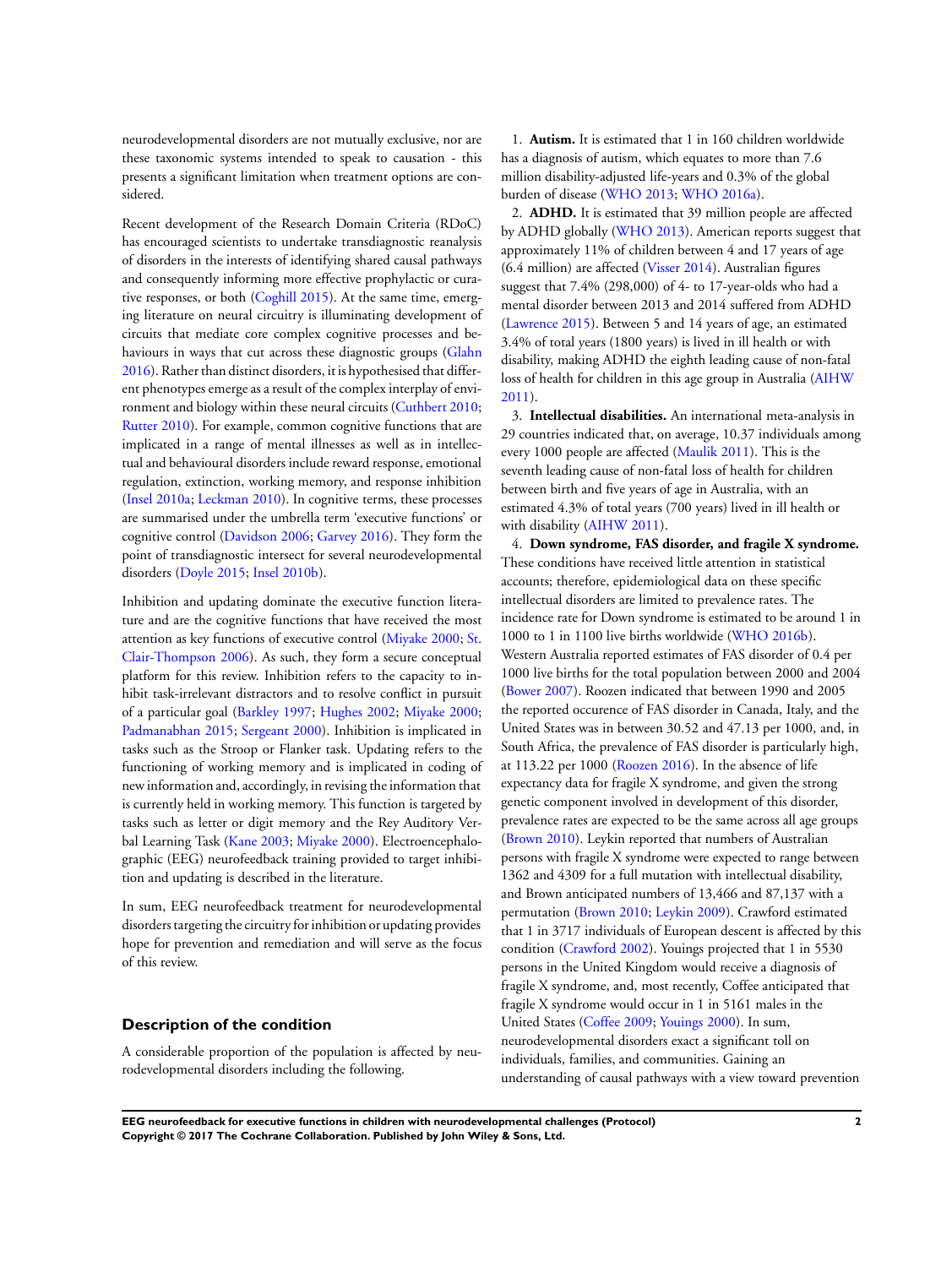neurodevelopmental disorders are not mutually exclusive, nor are these taxonomic systems intended to speak to causation - this presents a significant limitation when treatment options are considered.

Recent development of the Research Domain Criteria (RDoC) has encouraged scientists to undertake transdiagnostic reanalysis of disorders in the interests of identifying shared causal pathways and consequently informing more effective prophylactic or curative responses, or both (Coghill 2015). At the same time, emerging literature on neural circuitry is illuminating development of circuits that mediate core complex cognitive processes and behaviours in ways that cut across these diagnostic groups (Glahn 2016). Rather than distinct disorders, it is hypothesised that different phenotypes emerge as a result of the complex interplay of environment and biology within these neural circuits (Cuthbert 2010; Rutter 2010). For example, common cognitive functions that are implicated in a range of mental illnesses as well as in intellectual and behavioural disorders include reward response, emotional regulation, extinction, working memory, and response inhibition (Insel 2010a; Leckman 2010). In cognitive terms, these processes are summarised under the umbrella term 'executive functions' or cognitive control (Davidson 2006; Garvey 2016). They form the point of transdiagnostic intersect for several neurodevelopmental disorders (Doyle 2015; Insel 2010b).

Inhibition and updating dominate the executive function literature and are the cognitive functions that have received the most attention as key functions of executive control (Miyake 2000; St. Clair-Thompson 2006). As such, they form a secure conceptual platform for this review. Inhibition refers to the capacity to inhibit task-irrelevant distractors and to resolve conflict in pursuit of a particular goal (Barkley 1997; Hughes 2002; Miyake 2000; Padmanabhan 2015; Sergeant 2000). Inhibition is implicated in tasks such as the Stroop or Flanker task. Updating refers to the functioning of working memory and is implicated in coding of new information and, accordingly, in revising the information that is currently held in working memory. This function is targeted by tasks such as letter or digit memory and the Rey Auditory Verbal Learning Task (Kane 2003; Miyake 2000). Electroencephalographic (EEG) neurofeedback training provided to target inhibition and updating is described in the literature.

In sum, EEG neurofeedback treatment for neurodevelopmental disorders targeting the circuitry for inhibition or updating provides hope for prevention and remediation and will serve as the focus of this review.

## Description of the condition

A considerable proportion of the population is affected by neurodevelopmental disorders including the following.

1. **Autism.** It is estimated that 1 in 160 children worldwide has a diagnosis of autism, which equates to more than 7.6 million disability-adjusted life-years and 0.3% of the global burden of disease (WHO 2013; WHO 2016a).
2. **ADHD.** It is estimated that 39 million people are affected by ADHD globally (WHO 2013). American reports suggest that approximately 11% of children between 4 and 17 years of age (6.4 million) are affected (Visser 2014). Australian figures suggest that 7.4% (298,000) of 4- to 17-year-olds who had a mental disorder between 2013 and 2014 suffered from ADHD (Lawrence 2015). Between 5 and 14 years of age, an estimated 3.4% of total years (1800 years) is lived in ill health or with disability, making ADHD the eighth leading cause of non-fatal loss of health for children in this age group in Australia (AIHW 2011).
3. **Intellectual disabilities.** An international meta-analysis in 29 countries indicated that, on average, 10.37 individuals among every 1000 people are affected (Maulik 2011). This is the seventh leading cause of non-fatal loss of health for children between birth and five years of age in Australia, with an estimated 4.3% of total years (700 years) lived in ill health or with disability (AIHW 2011).
4. **Down syndrome, FAS disorder, and fragile X syndrome.** These conditions have received little attention in statistical accounts; therefore, epidemiological data on these specific intellectual disorders are limited to prevalence rates. The incidence rate for Down syndrome is estimated to be around 1 in 1000 to 1 in 1100 live births worldwide (WHO 2016b). Western Australia reported estimates of FAS disorder of 0.4 per 1000 live births for the total population between 2000 and 2004 (Bower 2007). Roozen indicated that between 1990 and 2005 the reported occurence of FAS disorder in Canada, Italy, and the United States was in between 30.52 and 47.13 per 1000, and, in South Africa, the prevalence of FAS disorder is particularly high, at 113.22 per 1000 (Roozen 2016). In the absence of life expectancy data for fragile X syndrome, and given the strong genetic component involved in development of this disorder, prevalence rates are expected to be the same across all age groups (Brown 2010). Leykin reported that numbers of Australian persons with fragile X syndrome were expected to range between 1362 and 4309 for a full mutation with intellectual disability, and Brown anticipated numbers of 13,466 and 87,137 with a permutation (Brown 2010; Leykin 2009). Crawford estimated that 1 in 3717 individuals of European descent is affected by this condition (Crawford 2002). Youings projected that 1 in 5530 persons in the United Kingdom would receive a diagnosis of fragile X syndrome, and, most recently, Coffee anticipated that fragile X syndrome would occur in 1 in 5161 males in the United States (Coffee 2009; Youings 2000). In sum, neurodevelopmental disorders exact a significant toll on individuals, families, and communities. Gaining an understanding of causal pathways with a view toward prevention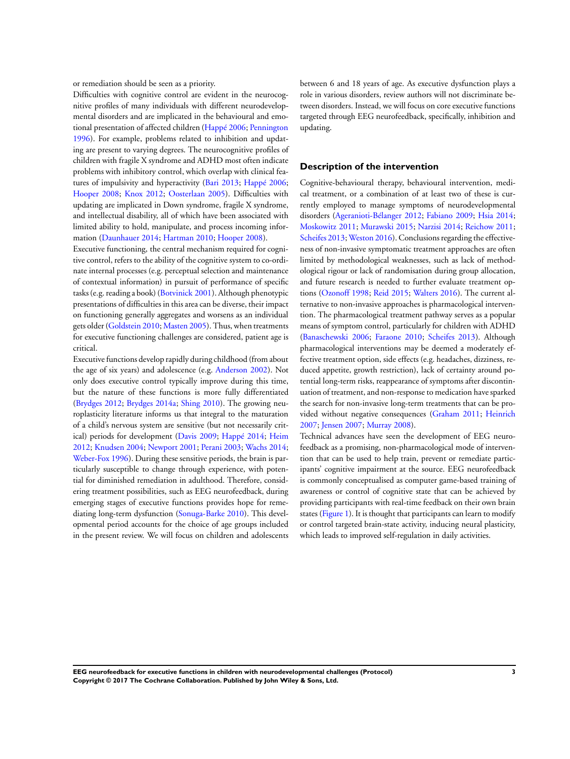or remediation should be seen as a priority.

Difficulties with cognitive control are evident in the neurocognitive profiles of many individuals with different neurodevelopmental disorders and are implicated in the behavioural and emotional presentation of affected children (Happé 2006; Pennington 1996). For example, problems related to inhibition and updating are present to varying degrees. The neurocognitive profiles of children with fragile X syndrome and ADHD most often indicate problems with inhibitory control, which overlap with clinical features of impulsivity and hyperactivity (Bari 2013; Happé 2006; Hooper 2008; Knox 2012; Oosterlaan 2005). Difficulties with updating are implicated in Down syndrome, fragile X syndrome, and intellectual disability, all of which have been associated with limited ability to hold, manipulate, and process incoming information (Daunhauer 2014; Hartman 2010; Hooper 2008).

Executive functioning, the central mechanism required for cognitive control, refers to the ability of the cognitive system to co-ordinate internal processes (e.g. perceptual selection and maintenance of contextual information) in pursuit of performance of specific tasks (e.g. reading a book) (Botvinick 2001). Although phenotypic presentations of difficulties in this area can be diverse, their impact on functioning generally aggregates and worsens as an individual gets older (Goldstein 2010; Masten 2005). Thus, when treatments for executive functioning challenges are considered, patient age is critical.

Executive functions develop rapidly during childhood (from about the age of six years) and adolescence (e.g. Anderson 2002). Not only does executive control typically improve during this time, but the nature of these functions is more fully differentiated (Brydges 2012; Brydges 2014a; Shing 2010). The growing neuroplasticity literature informs us that integral to the maturation of a child's nervous system are sensitive (but not necessarily critical) periods for development (Davis 2009; Happé 2014; Heim 2012; Knudsen 2004; Newport 2001; Perani 2003; Wachs 2014; Weber-Fox 1996). During these sensitive periods, the brain is particularly susceptible to change through experience, with potential for diminished remediation in adulthood. Therefore, considering treatment possibilities, such as EEG neurofeedback, during emerging stages of executive functions provides hope for remediating long-term dysfunction (Sonuga-Barke 2010). This developmental period accounts for the choice of age groups included in the present review. We will focus on children and adolescents between 6 and 18 years of age. As executive dysfunction plays a role in various disorders, review authors will not discriminate between disorders. Instead, we will focus on core executive functions targeted through EEG neurofeedback, specifically, inhibition and updating.

### Description of the intervention

Cognitive-behavioural therapy, behavioural intervention, medical treatment, or a combination of at least two of these is currently employed to manage symptoms of neurodevelopmental disorders (Ageranioti-Bélanger 2012; Fabiano 2009; Hsia 2014; Moskowitz 2011; Murawski 2015; Narzisi 2014; Reichow 2011; Scheifes 2013; Weston 2016). Conclusions regarding the effectiveness of non-invasive symptomatic treatment approaches are often limited by methodological weaknesses, such as lack of methodological rigour or lack of randomisation during group allocation, and future research is needed to further evaluate treatment options (Ozonoff 1998; Reid 2015; Walters 2016). The current alternative to non-invasive approaches is pharmacological intervention. The pharmacological treatment pathway serves as a popular means of symptom control, particularly for children with ADHD (Banaschewski 2006; Faraone 2010; Scheifes 2013). Although pharmacological interventions may be deemed a moderately effective treatment option, side effects (e.g. headaches, dizziness, reduced appetite, growth restriction), lack of certainty around potential long-term risks, reappearance of symptoms after discontinuation of treatment, and non-response to medication have sparked the search for non-invasive long-term treatments that can be provided without negative consequences (Graham 2011; Heinrich 2007; Jensen 2007; Murray 2008).

Technical advances have seen the development of EEG neurofeedback as a promising, non-pharmacological mode of intervention that can be used to help train, prevent or remediate participants' cognitive impairment at the source. EEG neurofeedback is commonly conceptualised as computer game-based training of awareness or control of cognitive state that can be achieved by providing participants with real-time feedback on their own brain states (Figure 1). It is thought that participants can learn to modify or control targeted brain-state activity, inducing neural plasticity, which leads to improved self-regulation in daily activities.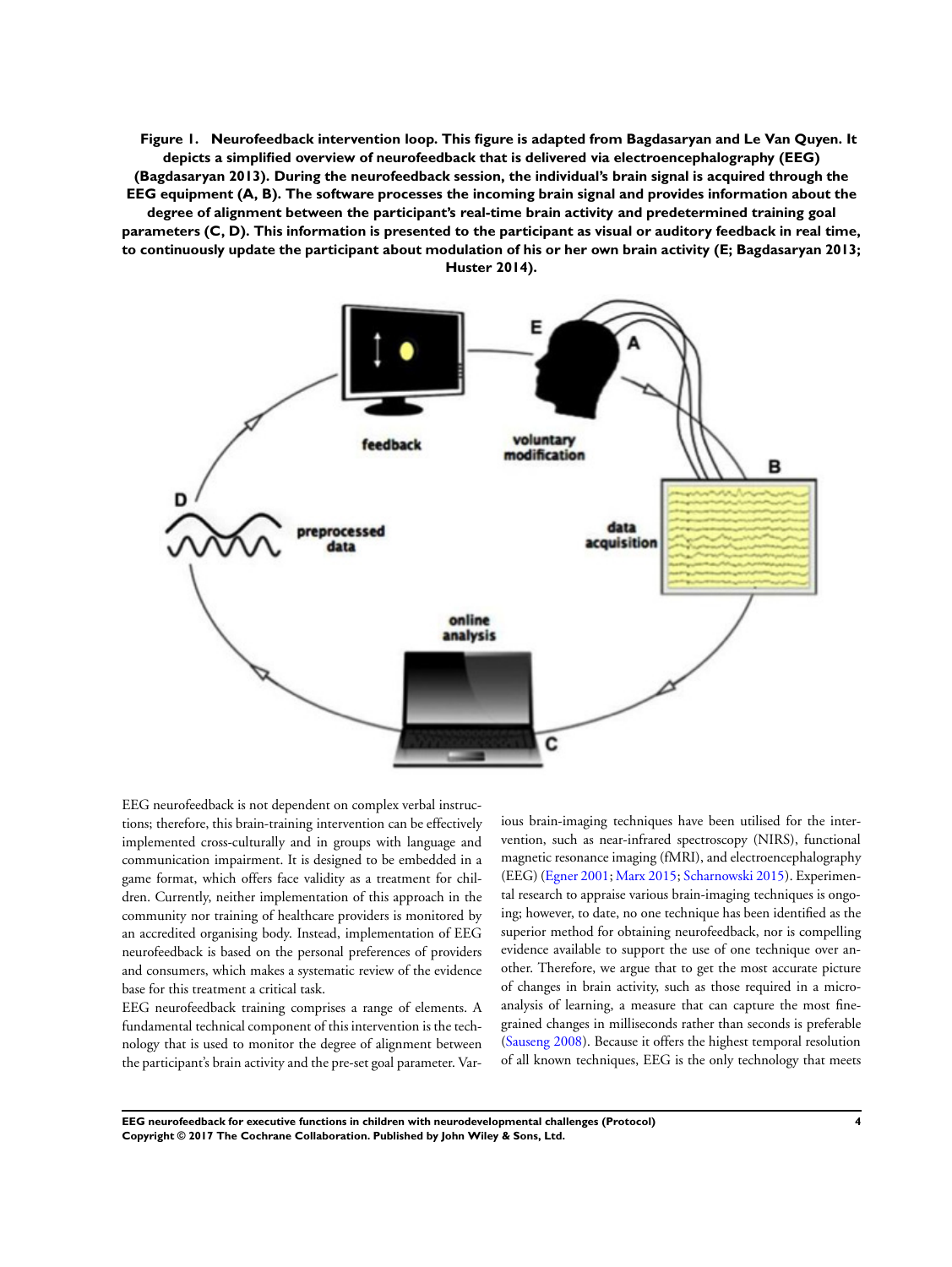**Figure 1. Neurofeedback intervention loop. This figure is adapted from Bagdasaryan and Le Van Quyen. It depicts a simplified overview of neurofeedback that is delivered via electroencephalography (EEG) (Bagdasaryan 2013). During the neurofeedback session, the individual's brain signal is acquired through the EEG equipment (A, B). The software processes the incoming brain signal and provides information about the degree of alignment between the participant's real-time brain activity and predetermined training goal parameters (C, D). This information is presented to the participant as visual or auditory feedback in real time, to continuously update the participant about modulation of his or her own brain activity (E; Bagdasaryan 2013; Huster 2014).**

EEG neurofeedback is not dependent on complex verbal instructions; therefore, this brain-training intervention can be effectively implemented cross-culturally and in groups with language and communication impairment. It is designed to be embedded in a game format, which offers face validity as a treatment for children. Currently, neither implementation of this approach in the community nor training of healthcare providers is monitored by an accredited organising body. Instead, implementation of EEG neurofeedback is based on the personal preferences of providers and consumers, which makes a systematic review of the evidence base for this treatment a critical task.

EEG neurofeedback training comprises a range of elements. A fundamental technical component of this intervention is the technology that is used to monitor the degree of alignment between the participant's brain activity and the pre-set goal parameter. Various brain-imaging techniques have been utilised for the intervention, such as near-infrared spectroscopy (NIRS), functional magnetic resonance imaging (fMRI), and electroencephalography (EEG) (Egner 2001; Marx 2015; Scharnowski 2015). Experimental research to appraise various brain-imaging techniques is ongoing; however, to date, no one technique has been identified as the superior method for obtaining neurofeedback, nor is compelling evidence available to support the use of one technique over another. Therefore, we argue that to get the most accurate picture of changes in brain activity, such as those required in a microanalysis of learning, a measure that can capture the most fine-grained changes in milliseconds rather than seconds is preferable (Sauseng 2008). Because it offers the highest temporal resolution of all known techniques, EEG is the only technology that meets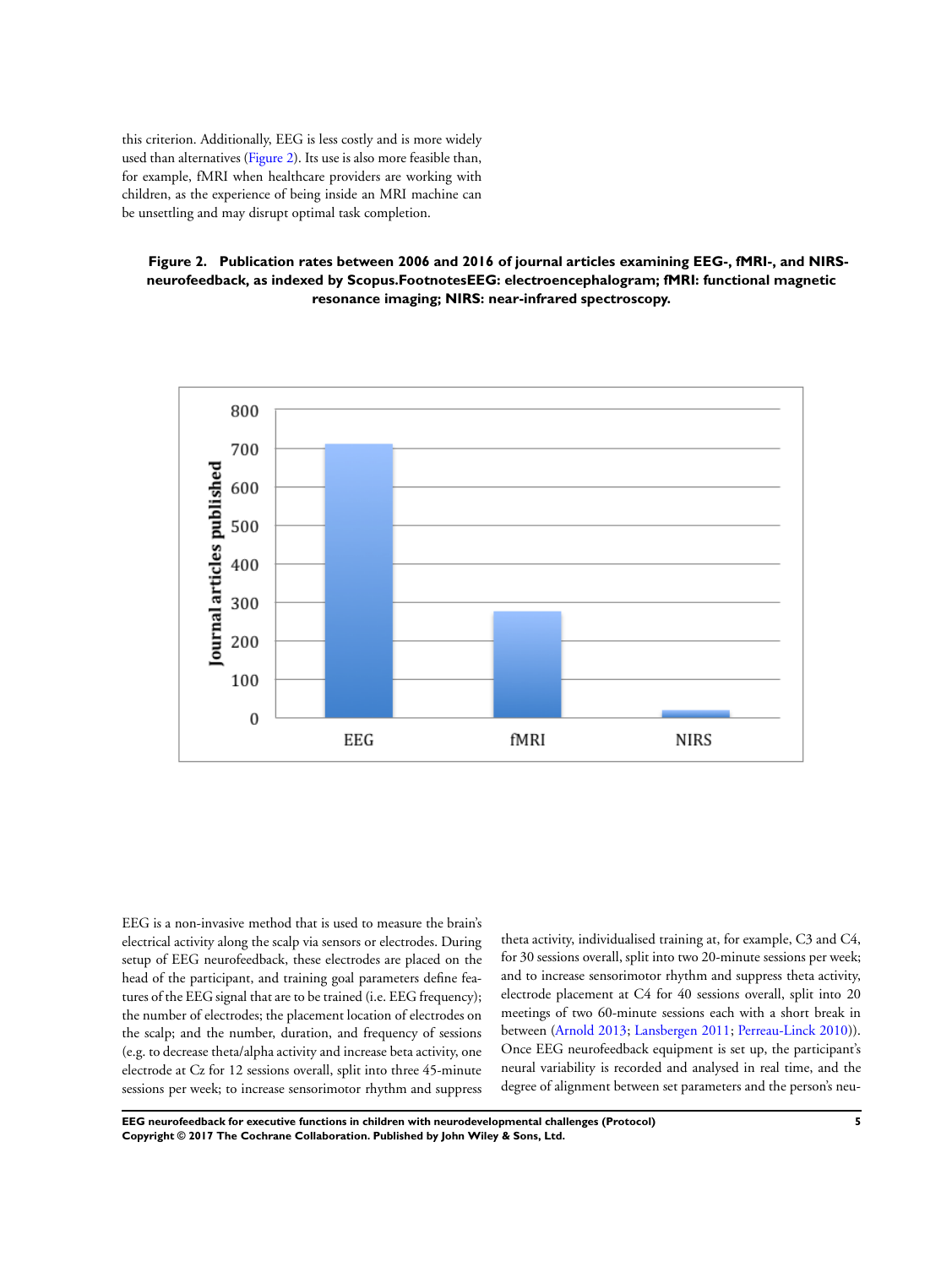this criterion. Additionally, EEG is less costly and is more widely used than alternatives (Figure 2). Its use is also more feasible than, for example, fMRI when healthcare providers are working with children, as the experience of being inside an MRI machine can be unsettling and may disrupt optimal task completion.

**Figure 2. Publication rates between 2006 and 2016 of journal articles examining EEG-, fMRI-, and NIRS-neurofeedback, as indexed by Scopus.FootnotesEEG: electroencephalogram; fMRI: functional magnetic resonance imaging; NIRS: near-infrared spectroscopy.**

EEG is a non-invasive method that is used to measure the brain's electrical activity along the scalp via sensors or electrodes. During setup of EEG neurofeedback, these electrodes are placed on the head of the participant, and training goal parameters define features of the EEG signal that are to be trained (i.e. EEG frequency); the number of electrodes; the placement location of electrodes on the scalp; and the number, duration, and frequency of sessions (e.g. to decrease theta/alpha activity and increase beta activity, one electrode at Cz for 12 sessions overall, split into three 45-minute sessions per week; to increase sensorimotor rhythm and suppress theta activity, individualised training at, for example, C3 and C4, for 30 sessions overall, split into two 20-minute sessions per week; and to increase sensorimotor rhythm and suppress theta activity, electrode placement at C4 for 40 sessions overall, split into 20 meetings of two 60-minute sessions each with a short break in between (Arnold 2013; Lansbergen 2011; Perreau-Linck 2010)). Once EEG neurofeedback equipment is set up, the participant's neural variability is recorded and analysed in real time, and the degree of alignment between set parameters and the person's neu-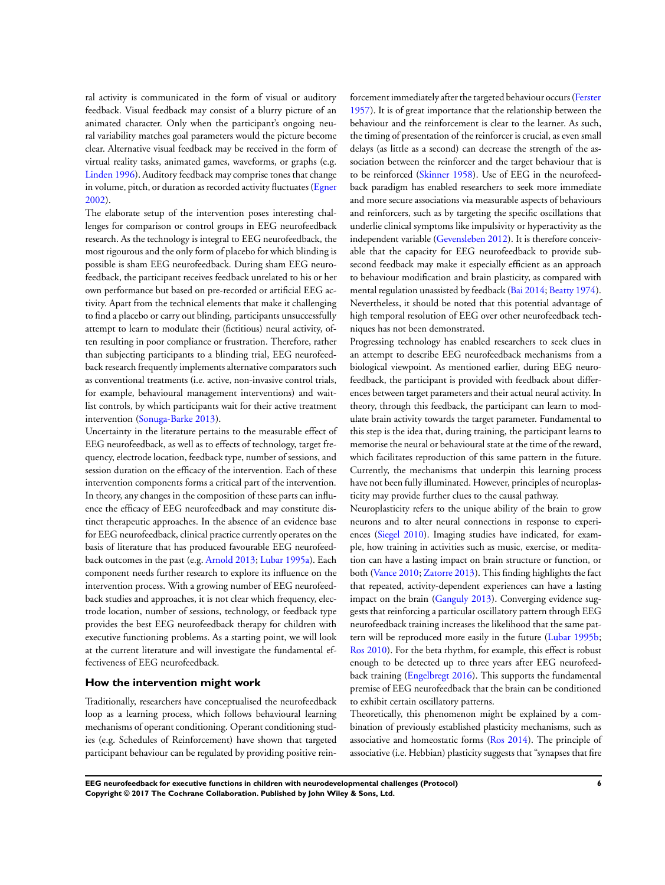ral activity is communicated in the form of visual or auditory feedback. Visual feedback may consist of a blurry picture of an animated character. Only when the participant's ongoing neural variability matches goal parameters would the picture become clear. Alternative visual feedback may be received in the form of virtual reality tasks, animated games, waveforms, or graphs (e.g. Linden 1996). Auditory feedback may comprise tones that change in volume, pitch, or duration as recorded activity fluctuates (Egner 2002).

The elaborate setup of the intervention poses interesting challenges for comparison or control groups in EEG neurofeedback research. As the technology is integral to EEG neurofeedback, the most rigourous and the only form of placebo for which blinding is possible is sham EEG neurofeedback. During sham EEG neurofeedback, the participant receives feedback unrelated to his or her own performance but based on pre-recorded or artificial EEG activity. Apart from the technical elements that make it challenging to find a placebo or carry out blinding, participants unsuccessfully attempt to learn to modulate their (fictitious) neural activity, often resulting in poor compliance or frustration. Therefore, rather than subjecting participants to a blinding trial, EEG neurofeedback research frequently implements alternative comparators such as conventional treatments (i.e. active, non-invasive control trials, for example, behavioural management interventions) and wait-list controls, by which participants wait for their active treatment intervention (Sonuga-Barke 2013).

Uncertainty in the literature pertains to the measurable effect of EEG neurofeedback, as well as to effects of technology, target frequency, electrode location, feedback type, number of sessions, and session duration on the efficacy of the intervention. Each of these intervention components forms a critical part of the intervention. In theory, any changes in the composition of these parts can influence the efficacy of EEG neurofeedback and may constitute distinct therapeutic approaches. In the absence of an evidence base for EEG neurofeedback, clinical practice currently operates on the basis of literature that has produced favourable EEG neurofeedback outcomes in the past (e.g. Arnold 2013; Lubar 1995a). Each component needs further research to explore its influence on the intervention process. With a growing number of EEG neurofeedback studies and approaches, it is not clear which frequency, electrode location, number of sessions, technology, or feedback type provides the best EEG neurofeedback therapy for children with executive functioning problems. As a starting point, we will look at the current literature and will investigate the fundamental effectiveness of EEG neurofeedback.

### How the intervention might work

Traditionally, researchers have conceptualised the neurofeedback loop as a learning process, which follows behavioural learning mechanisms of operant conditioning. Operant conditioning studies (e.g. Schedules of Reinforcement) have shown that targeted participant behaviour can be regulated by providing positive reinforcement immediately after the targeted behaviour occurs (Ferster 1957). It is of great importance that the relationship between the behaviour and the reinforcement is clear to the learner. As such, the timing of presentation of the reinforcer is crucial, as even small delays (as little as a second) can decrease the strength of the association between the reinforcer and the target behaviour that is to be reinforced (Skinner 1958). Use of EEG in the neurofeedback paradigm has enabled researchers to seek more immediate and more secure associations via measurable aspects of behaviours and reinforcers, such as by targeting the specific oscillations that underlie clinical symptoms like impulsivity or hyperactivity as the independent variable (Gevensleben 2012). It is therefore conceivable that the capacity for EEG neurofeedback to provide subsecond feedback may make it especially efficient as an approach to behaviour modification and brain plasticity, as compared with mental regulation unassisted by feedback (Bai 2014; Beatty 1974). Nevertheless, it should be noted that this potential advantage of high temporal resolution of EEG over other neurofeedback techniques has not been demonstrated.

Progressing technology has enabled researchers to seek clues in an attempt to describe EEG neurofeedback mechanisms from a biological viewpoint. As mentioned earlier, during EEG neurofeedback, the participant is provided with feedback about differences between target parameters and their actual neural activity. In theory, through this feedback, the participant can learn to modulate brain activity towards the target parameter. Fundamental to this step is the idea that, during training, the participant learns to memorise the neural or behavioural state at the time of the reward, which facilitates reproduction of this same pattern in the future. Currently, the mechanisms that underpin this learning process have not been fully illuminated. However, principles of neuroplasticity may provide further clues to the causal pathway.

Neuroplasticity refers to the unique ability of the brain to grow neurons and to alter neural connections in response to experiences (Siegel 2010). Imaging studies have indicated, for example, how training in activities such as music, exercise, or meditation can have a lasting impact on brain structure or function, or both (Vance 2010; Zatorre 2013). This finding highlights the fact that repeated, activity-dependent experiences can have a lasting impact on the brain (Ganguly 2013). Converging evidence suggests that reinforcing a particular oscillatory pattern through EEG neurofeedback training increases the likelihood that the same pattern will be reproduced more easily in the future (Lubar 1995b; Ros 2010). For the beta rhythm, for example, this effect is robust enough to be detected up to three years after EEG neurofeedback training (Engelbregt 2016). This supports the fundamental premise of EEG neurofeedback that the brain can be conditioned to exhibit certain oscillatory patterns.

Theoretically, this phenomenon might be explained by a combination of previously established plasticity mechanisms, such as associative and homeostatic forms (Ros 2014). The principle of associative (i.e. Hebbian) plasticity suggests that "synapses that fire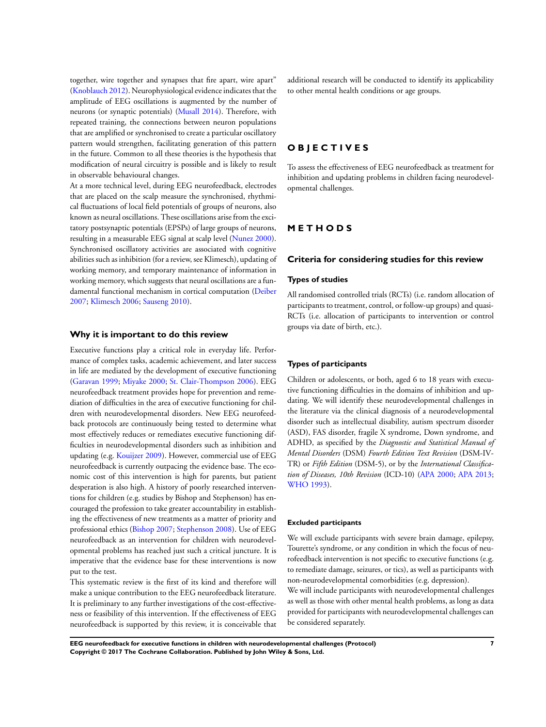together, wire together and synapses that fire apart, wire apart" (Knoblauch 2012). Neurophysiological evidence indicates that the amplitude of EEG oscillations is augmented by the number of neurons (or synaptic potentials) (Musall 2014). Therefore, with repeated training, the connections between neuron populations that are amplified or synchronised to create a particular oscillatory pattern would strengthen, facilitating generation of this pattern in the future. Common to all these theories is the hypothesis that modification of neural circuitry is possible and is likely to result in observable behavioural changes.

At a more technical level, during EEG neurofeedback, electrodes that are placed on the scalp measure the synchronised, rhythmical fluctuations of local field potentials of groups of neurons, also known as neural oscillations. These oscillations arise from the excitatory postsynaptic potentials (EPSPs) of large groups of neurons, resulting in a measurable EEG signal at scalp level (Nunez 2000). Synchronised oscillatory activities are associated with cognitive abilities such as inhibition (for a review, see Klimesch), updating of working memory, and temporary maintenance of information in working memory, which suggests that neural oscillations are a fundamental functional mechanism in cortical computation (Deiber 2007; Klimesch 2006; Sauseng 2010).

### Why it is important to do this review

Executive functions play a critical role in everyday life. Performance of complex tasks, academic achievement, and later success in life are mediated by the development of executive functioning (Garavan 1999; Miyake 2000; St. Clair-Thompson 2006). EEG neurofeedback treatment provides hope for prevention and remediation of difficulties in the area of executive functioning for children with neurodevelopmental disorders. New EEG neurofeedback protocols are continuously being tested to determine what most effectively reduces or remediates executive functioning difficulties in neurodevelopmental disorders such as inhibition and updating (e.g. Kouijzer 2009). However, commercial use of EEG neurofeedback is currently outpacing the evidence base. The economic cost of this intervention is high for parents, but patient desperation is also high. A history of poorly researched interventions for children (e.g. studies by Bishop and Stephenson) has encouraged the profession to take greater accountability in establishing the effectiveness of new treatments as a matter of priority and professional ethics (Bishop 2007; Stephenson 2008). Use of EEG neurofeedback as an intervention for children with neurodevelopmental problems has reached just such a critical juncture. It is imperative that the evidence base for these interventions is now put to the test.

This systematic review is the first of its kind and therefore will make a unique contribution to the EEG neurofeedback literature. It is preliminary to any further investigations of the cost-effectiveness or feasibility of this intervention. If the effectiveness of EEG neurofeedback is supported by this review, it is conceivable that additional research will be conducted to identify its applicability to other mental health conditions or age groups.

# OBJECTIVES

To assess the effectiveness of EEG neurofeedback as treatment for inhibition and updating problems in children facing neurodevelopmental challenges.

# METHODS

## Criteria for considering studies for this review

### Types of studies

All randomised controlled trials (RCTs) (i.e. random allocation of participants to treatment, control, or follow-up groups) and quasi-RCTs (i.e. allocation of participants to intervention or control groups via date of birth, etc.).

### Types of participants

Children or adolescents, or both, aged 6 to 18 years with executive functioning difficulties in the domains of inhibition and updating. We will identify these neurodevelopmental challenges in the literature via the clinical diagnosis of a neurodevelopmental disorder such as intellectual disability, autism spectrum disorder (ASD), FAS disorder, fragile X syndrome, Down syndrome, and ADHD, as specified by the *Diagnostic and Statistical Manual of Mental Disorders* (DSM) *Fourth Edition Text Revision* (DSM-IV-TR) or *Fifth Edition* (DSM-5), or by the *International Classification of Diseases, 10th Revision* (ICD-10) (APA 2000; APA 2013; WHO 1993).

#### Excluded participants

We will exclude participants with severe brain damage, epilepsy, Tourette's syndrome, or any condition in which the focus of neurofeedback intervention is not specific to executive functions (e.g. to remediate damage, seizures, or tics), as well as participants with non-neurodevelopmental comorbidities (e.g. depression).

We will include participants with neurodevelopmental challenges as well as those with other mental health problems, as long as data provided for participants with neurodevelopmental challenges can be considered separately.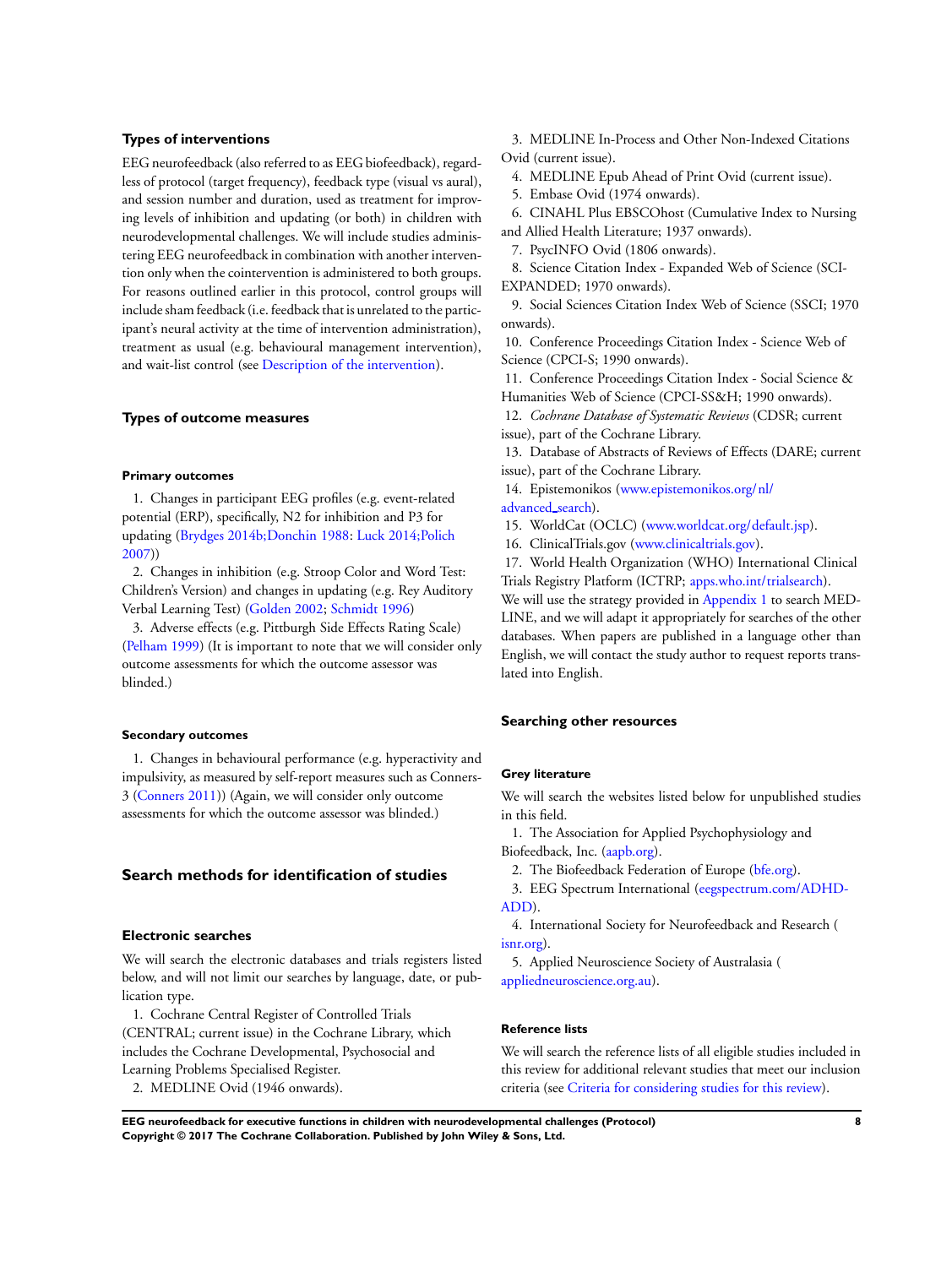### Types of interventions

EEG neurofeedback (also referred to as EEG biofeedback), regardless of protocol (target frequency), feedback type (visual vs aural), and session number and duration, used as treatment for improving levels of inhibition and updating (or both) in children with neurodevelopmental challenges. We will include studies administering EEG neurofeedback in combination with another intervention only when the cointervention is administered to both groups. For reasons outlined earlier in this protocol, control groups will include sham feedback (i.e. feedback that is unrelated to the participant's neural activity at the time of intervention administration), treatment as usual (e.g. behavioural management intervention), and wait-list control (see Description of the intervention).

### Types of outcome measures

#### Primary outcomes

1. Changes in participant EEG profiles (e.g. event-related potential (ERP), specifically, N2 for inhibition and P3 for updating (Brydges 2014b;Donchin 1988: Luck 2014;Polich 2007))
2. Changes in inhibition (e.g. Stroop Color and Word Test: Children's Version) and changes in updating (e.g. Rey Auditory Verbal Learning Test) (Golden 2002; Schmidt 1996)
3. Adverse effects (e.g. Pittburgh Side Effects Rating Scale) (Pelham 1999) (It is important to note that we will consider only outcome assessments for which the outcome assessor was blinded.)

#### Secondary outcomes

1. Changes in behavioural performance (e.g. hyperactivity and impulsivity, as measured by self-report measures such as Conners-3 (Conners 2011)) (Again, we will consider only outcome assessments for which the outcome assessor was blinded.)

## Search methods for identification of studies

### Electronic searches

We will search the electronic databases and trials registers listed below, and will not limit our searches by language, date, or publication type.

1. Cochrane Central Register of Controlled Trials (CENTRAL; current issue) in the Cochrane Library, which includes the Cochrane Developmental, Psychosocial and Learning Problems Specialised Register.
2. MEDLINE Ovid (1946 onwards).
3. MEDLINE In-Process and Other Non-Indexed Citations Ovid (current issue).
4. MEDLINE Epub Ahead of Print Ovid (current issue).
5. Embase Ovid (1974 onwards).
6. CINAHL Plus EBSCOhost (Cumulative Index to Nursing and Allied Health Literature; 1937 onwards).
7. PsycINFO Ovid (1806 onwards).
8. Science Citation Index - Expanded Web of Science (SCI-EXPANDED; 1970 onwards).
9. Social Sciences Citation Index Web of Science (SSCI; 1970 onwards).
10. Conference Proceedings Citation Index - Science Web of Science (CPCI-S; 1990 onwards).
11. Conference Proceedings Citation Index - Social Science & Humanities Web of Science (CPCI-SS&H; 1990 onwards).
12. *Cochrane Database of Systematic Reviews* (CDSR; current issue), part of the Cochrane Library.
13. Database of Abstracts of Reviews of Effects (DARE; current issue), part of the Cochrane Library.
14. Epistemonikos (www.epistemonikos.org/nl/advanced_search).
15. WorldCat (OCLC) (www.worldcat.org/default.jsp).
16. ClinicalTrials.gov (www.clinicaltrials.gov).
17. World Health Organization (WHO) International Clinical Trials Registry Platform (ICTRP; apps.who.int/trialsearch).

We will use the strategy provided in Appendix 1 to search MEDLINE, and we will adapt it appropriately for searches of the other databases. When papers are published in a language other than English, we will contact the study author to request reports translated into English.

### Searching other resources

#### Grey literature

We will search the websites listed below for unpublished studies in this field.

1. The Association for Applied Psychophysiology and Biofeedback, Inc. (aapb.org).
2. The Biofeedback Federation of Europe (bfe.org).
3. EEG Spectrum International (eegspectrum.com/ADHD-ADD).
4. International Society for Neurofeedback and Research (isnr.org).
5. Applied Neuroscience Society of Australasia (appliedneuroscience.org.au).

#### Reference lists

We will search the reference lists of all eligible studies included in this review for additional relevant studies that meet our inclusion criteria (see Criteria for considering studies for this review).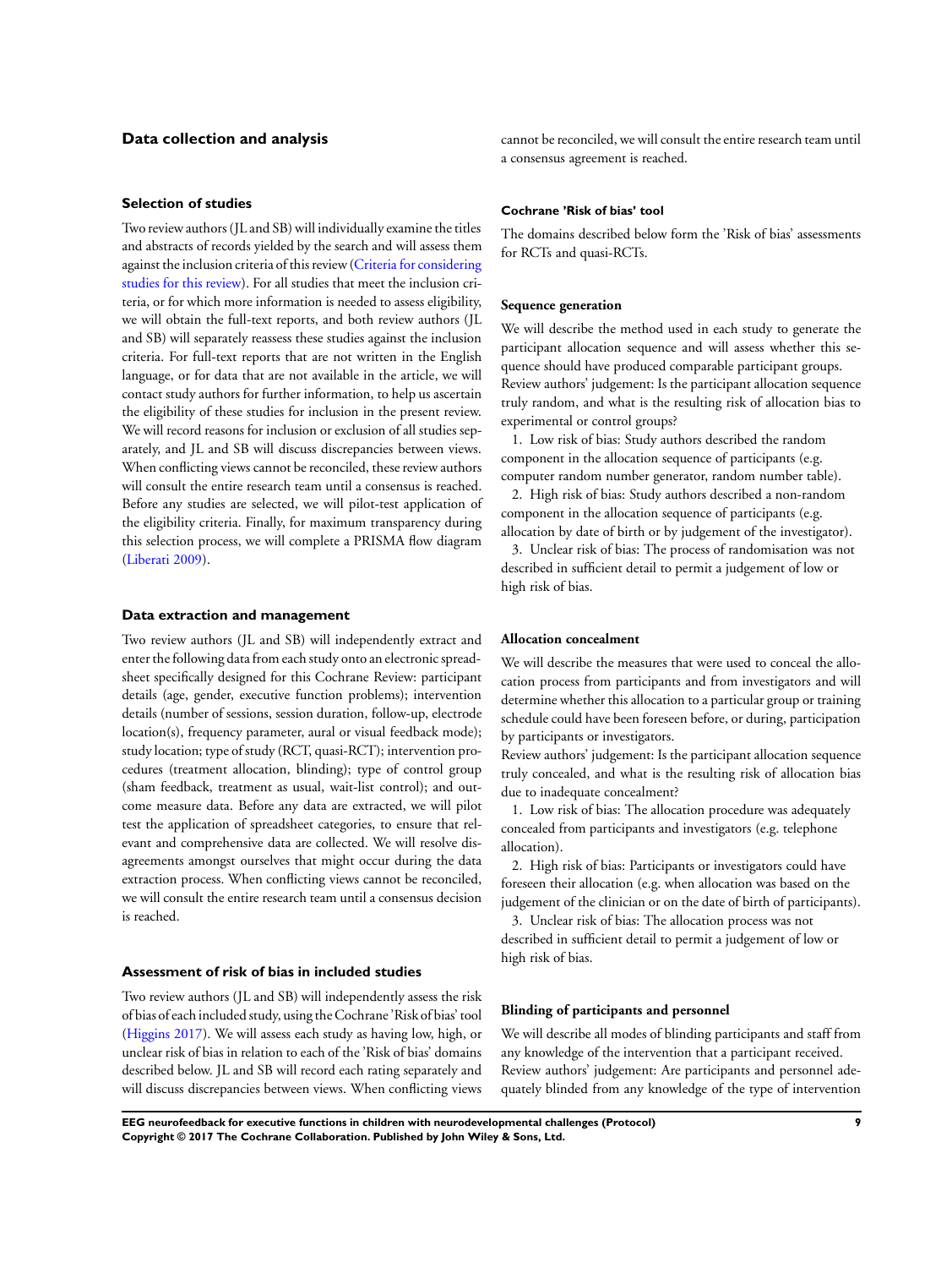## Data collection and analysis

### Selection of studies

Two review authors (JL and SB) will individually examine the titles and abstracts of records yielded by the search and will assess them against the inclusion criteria of this review (Criteria for considering studies for this review). For all studies that meet the inclusion criteria, or for which more information is needed to assess eligibility, we will obtain the full-text reports, and both review authors (JL and SB) will separately reassess these studies against the inclusion criteria. For full-text reports that are not written in the English language, or for data that are not available in the article, we will contact study authors for further information, to help us ascertain the eligibility of these studies for inclusion in the present review. We will record reasons for inclusion or exclusion of all studies separately, and JL and SB will discuss discrepancies between views. When conflicting views cannot be reconciled, these review authors will consult the entire research team until a consensus is reached. Before any studies are selected, we will pilot-test application of the eligibility criteria. Finally, for maximum transparency during this selection process, we will complete a PRISMA flow diagram (Liberati 2009).

### Data extraction and management

Two review authors (JL and SB) will independently extract and enter the following data from each study onto an electronic spreadsheet specifically designed for this Cochrane Review: participant details (age, gender, executive function problems); intervention details (number of sessions, session duration, follow-up, electrode location(s), frequency parameter, aural or visual feedback mode); study location; type of study (RCT, quasi-RCT); intervention procedures (treatment allocation, blinding); type of control group (sham feedback, treatment as usual, wait-list control); and outcome measure data. Before any data are extracted, we will pilot test the application of spreadsheet categories, to ensure that relevant and comprehensive data are collected. We will resolve disagreements amongst ourselves that might occur during the data extraction process. When conflicting views cannot be reconciled, we will consult the entire research team until a consensus decision is reached.

### Assessment of risk of bias in included studies

Two review authors (JL and SB) will independently assess the risk of bias of each included study, using the Cochrane 'Risk of bias' tool (Higgins 2017). We will assess each study as having low, high, or unclear risk of bias in relation to each of the 'Risk of bias' domains described below. JL and SB will record each rating separately and will discuss discrepancies between views. When conflicting views cannot be reconciled, we will consult the entire research team until a consensus agreement is reached.

#### Cochrane 'Risk of bias' tool

The domains described below form the 'Risk of bias' assessments for RCTs and quasi-RCTs.

#### Sequence generation

We will describe the method used in each study to generate the participant allocation sequence and will assess whether this sequence should have produced comparable participant groups.

Review authors' judgement: Is the participant allocation sequence truly random, and what is the resulting risk of allocation bias to experimental or control groups?

1. Low risk of bias: Study authors described the random component in the allocation sequence of participants (e.g. computer random number generator, random number table).
2. High risk of bias: Study authors described a non-random component in the allocation sequence of participants (e.g. allocation by date of birth or by judgement of the investigator).
3. Unclear risk of bias: The process of randomisation was not described in sufficient detail to permit a judgement of low or high risk of bias.

#### Allocation concealment

We will describe the measures that were used to conceal the allocation process from participants and from investigators and will determine whether this allocation to a particular group or training schedule could have been foreseen before, or during, participation by participants or investigators.

Review authors' judgement: Is the participant allocation sequence truly concealed, and what is the resulting risk of allocation bias due to inadequate concealment?

1. Low risk of bias: The allocation procedure was adequately concealed from participants and investigators (e.g. telephone allocation).
2. High risk of bias: Participants or investigators could have foreseen their allocation (e.g. when allocation was based on the judgement of the clinician or on the date of birth of participants).
3. Unclear risk of bias: The allocation process was not described in sufficient detail to permit a judgement of low or high risk of bias.

#### Blinding of participants and personnel

We will describe all modes of blinding participants and staff from any knowledge of the intervention that a participant received.

Review authors' judgement: Are participants and personnel adequately blinded from any knowledge of the type of intervention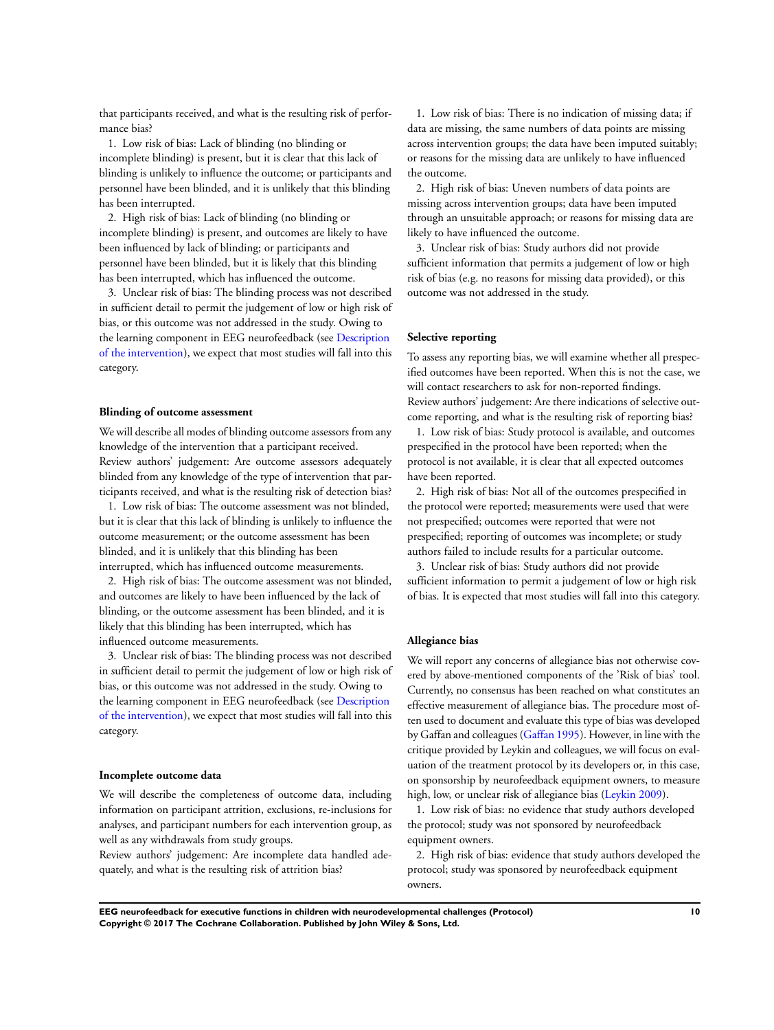that participants received, and what is the resulting risk of performance bias?

1. Low risk of bias: Lack of blinding (no blinding or incomplete blinding) is present, but it is clear that this lack of blinding is unlikely to influence the outcome; or participants and personnel have been blinded, and it is unlikely that this blinding has been interrupted.
2. High risk of bias: Lack of blinding (no blinding or incomplete blinding) is present, and outcomes are likely to have been influenced by lack of blinding; or participants and personnel have been blinded, but it is likely that this blinding has been interrupted, which has influenced the outcome.
3. Unclear risk of bias: The blinding process was not described in sufficient detail to permit the judgement of low or high risk of bias, or this outcome was not addressed in the study. Owing to the learning component in EEG neurofeedback (see Description of the intervention), we expect that most studies will fall into this category.

#### Blinding of outcome assessment

We will describe all modes of blinding outcome assessors from any knowledge of the intervention that a participant received.
Review authors' judgement: Are outcome assessors adequately blinded from any knowledge of the type of intervention that participants received, and what is the resulting risk of detection bias?

1. Low risk of bias: The outcome assessment was not blinded, but it is clear that this lack of blinding is unlikely to influence the outcome measurement; or the outcome assessment has been blinded, and it is unlikely that this blinding has been interrupted, which has influenced outcome measurements.
2. High risk of bias: The outcome assessment was not blinded, and outcomes are likely to have been influenced by the lack of blinding, or the outcome assessment has been blinded, and it is likely that this blinding has been interrupted, which has influenced outcome measurements.
3. Unclear risk of bias: The blinding process was not described in sufficient detail to permit the judgement of low or high risk of bias, or this outcome was not addressed in the study. Owing to the learning component in EEG neurofeedback (see Description of the intervention), we expect that most studies will fall into this category.

#### Incomplete outcome data

We will describe the completeness of outcome data, including information on participant attrition, exclusions, re-inclusions for analyses, and participant numbers for each intervention group, as well as any withdrawals from study groups.
Review authors' judgement: Are incomplete data handled adequately, and what is the resulting risk of attrition bias?

1. Low risk of bias: There is no indication of missing data; if data are missing, the same numbers of data points are missing across intervention groups; the data have been imputed suitably; or reasons for the missing data are unlikely to have influenced the outcome.
2. High risk of bias: Uneven numbers of data points are missing across intervention groups; data have been imputed through an unsuitable approach; or reasons for missing data are likely to have influenced the outcome.
3. Unclear risk of bias: Study authors did not provide sufficient information that permits a judgement of low or high risk of bias (e.g. no reasons for missing data provided), or this outcome was not addressed in the study.

#### Selective reporting

To assess any reporting bias, we will examine whether all prespecified outcomes have been reported. When this is not the case, we will contact researchers to ask for non-reported findings.
Review authors' judgement: Are there indications of selective outcome reporting, and what is the resulting risk of reporting bias?

1. Low risk of bias: Study protocol is available, and outcomes prespecified in the protocol have been reported; when the protocol is not available, it is clear that all expected outcomes have been reported.
2. High risk of bias: Not all of the outcomes prespecified in the protocol were reported; measurements were used that were not prespecified; outcomes were reported that were not prespecified; reporting of outcomes was incomplete; or study authors failed to include results for a particular outcome.
3. Unclear risk of bias: Study authors did not provide sufficient information to permit a judgement of low or high risk of bias. It is expected that most studies will fall into this category.

#### Allegiance bias

We will report any concerns of allegiance bias not otherwise covered by above-mentioned components of the 'Risk of bias' tool. Currently, no consensus has been reached on what constitutes an effective measurement of allegiance bias. The procedure most often used to document and evaluate this type of bias was developed by Gaffan and colleagues (Gaffan 1995). However, in line with the critique provided by Leykin and colleagues, we will focus on evaluation of the treatment protocol by its developers or, in this case, on sponsorship by neurofeedback equipment owners, to measure high, low, or unclear risk of allegiance bias (Leykin 2009).

1. Low risk of bias: no evidence that study authors developed the protocol; study was not sponsored by neurofeedback equipment owners.
2. High risk of bias: evidence that study authors developed the protocol; study was sponsored by neurofeedback equipment owners.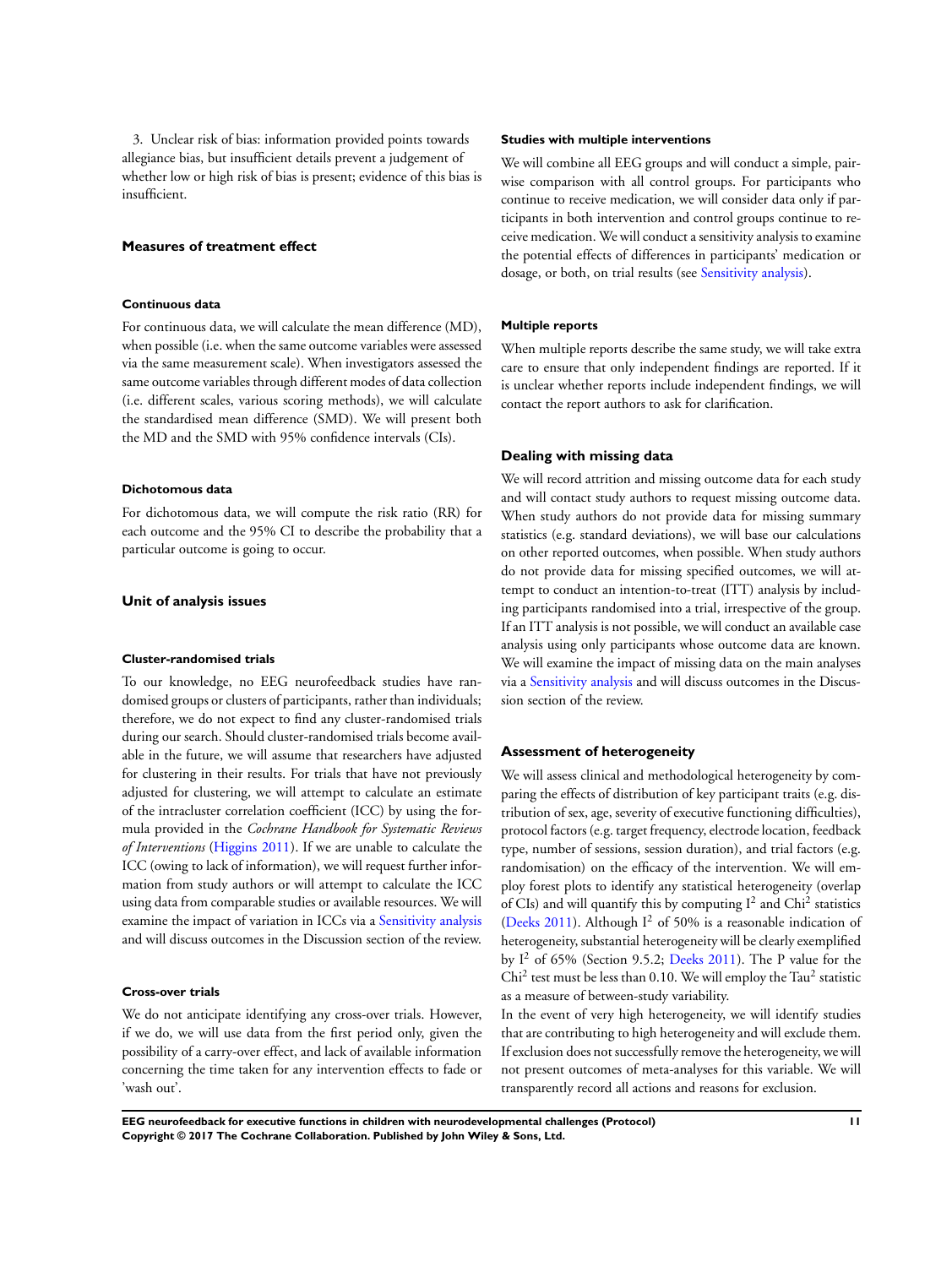3. Unclear risk of bias: information provided points towards allegiance bias, but insufficient details prevent a judgement of whether low or high risk of bias is present; evidence of this bias is insufficient.

### Measures of treatment effect

#### Continuous data

For continuous data, we will calculate the mean difference (MD), when possible (i.e. when the same outcome variables were assessed via the same measurement scale). When investigators assessed the same outcome variables through different modes of data collection (i.e. different scales, various scoring methods), we will calculate the standardised mean difference (SMD). We will present both the MD and the SMD with 95% confidence intervals (CIs).

#### Dichotomous data

For dichotomous data, we will compute the risk ratio (RR) for each outcome and the 95% CI to describe the probability that a particular outcome is going to occur.

### Unit of analysis issues

#### Cluster-randomised trials

To our knowledge, no EEG neurofeedback studies have randomised groups or clusters of participants, rather than individuals; therefore, we do not expect to find any cluster-randomised trials during our search. Should cluster-randomised trials become available in the future, we will assume that researchers have adjusted for clustering in their results. For trials that have not previously adjusted for clustering, we will attempt to calculate an estimate of the intracluster correlation coefficient (ICC) by using the formula provided in the *Cochrane Handbook for Systematic Reviews of Interventions* (Higgins 2011). If we are unable to calculate the ICC (owing to lack of information), we will request further information from study authors or will attempt to calculate the ICC using data from comparable studies or available resources. We will examine the impact of variation in ICCs via a Sensitivity analysis and will discuss outcomes in the Discussion section of the review.

#### Cross-over trials

We do not anticipate identifying any cross-over trials. However, if we do, we will use data from the first period only, given the possibility of a carry-over effect, and lack of available information concerning the time taken for any intervention effects to fade or 'wash out'.

#### Studies with multiple interventions

We will combine all EEG groups and will conduct a simple, pairwise comparison with all control groups. For participants who continue to receive medication, we will consider data only if participants in both intervention and control groups continue to receive medication. We will conduct a sensitivity analysis to examine the potential effects of differences in participants' medication or dosage, or both, on trial results (see Sensitivity analysis).

#### Multiple reports

When multiple reports describe the same study, we will take extra care to ensure that only independent findings are reported. If it is unclear whether reports include independent findings, we will contact the report authors to ask for clarification.

### Dealing with missing data

We will record attrition and missing outcome data for each study and will contact study authors to request missing outcome data. When study authors do not provide data for missing summary statistics (e.g. standard deviations), we will base our calculations on other reported outcomes, when possible. When study authors do not provide data for missing specified outcomes, we will attempt to conduct an intention-to-treat (ITT) analysis by including participants randomised into a trial, irrespective of the group. If an ITT analysis is not possible, we will conduct an available case analysis using only participants whose outcome data are known. We will examine the impact of missing data on the main analyses via a Sensitivity analysis and will discuss outcomes in the Discussion section of the review.

### Assessment of heterogeneity

We will assess clinical and methodological heterogeneity by comparing the effects of distribution of key participant traits (e.g. distribution of sex, age, severity of executive functioning difficulties), protocol factors (e.g. target frequency, electrode location, feedback type, number of sessions, session duration), and trial factors (e.g. randomisation) on the efficacy of the intervention. We will employ forest plots to identify any statistical heterogeneity (overlap of CIs) and will quantify this by computing $I^2$ and $Chi^2$ statistics (Deeks 2011). Although $I^2$ of 50% is a reasonable indication of heterogeneity, substantial heterogeneity will be clearly exemplified by $I^2$ of 65% (Section 9.5.2; Deeks 2011). The P value for the $Chi^2$ test must be less than 0.10. We will employ the $Tau^2$ statistic as a measure of between-study variability.

In the event of very high heterogeneity, we will identify studies that are contributing to high heterogeneity and will exclude them. If exclusion does not successfully remove the heterogeneity, we will not present outcomes of meta-analyses for this variable. We will transparently record all actions and reasons for exclusion.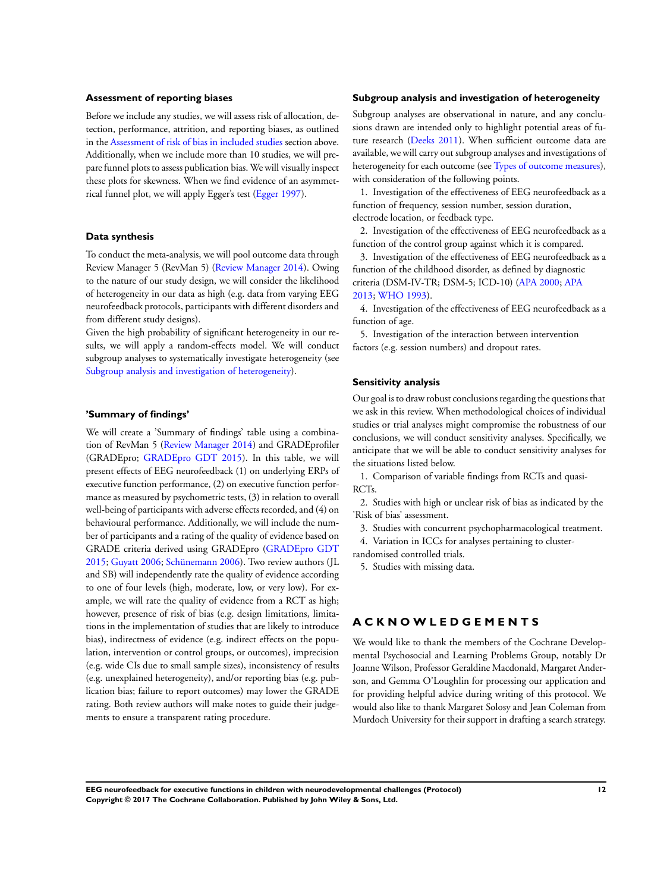### Assessment of reporting biases

Before we include any studies, we will assess risk of allocation, detection, performance, attrition, and reporting biases, as outlined in the Assessment of risk of bias in included studies section above. Additionally, when we include more than 10 studies, we will prepare funnel plots to assess publication bias. We will visually inspect these plots for skewness. When we find evidence of an asymmetrical funnel plot, we will apply Egger's test (Egger 1997).

### Data synthesis

To conduct the meta-analysis, we will pool outcome data through Review Manager 5 (RevMan 5) (Review Manager 2014). Owing to the nature of our study design, we will consider the likelihood of heterogeneity in our data as high (e.g. data from varying EEG neurofeedback protocols, participants with different disorders and from different study designs).

Given the high probability of significant heterogeneity in our results, we will apply a random-effects model. We will conduct subgroup analyses to systematically investigate heterogeneity (see Subgroup analysis and investigation of heterogeneity).

### 'Summary of findings'

We will create a 'Summary of findings' table using a combination of RevMan 5 (Review Manager 2014) and GRADEprofiler (GRADEpro; GRADEpro GDT 2015). In this table, we will present effects of EEG neurofeedback (1) on underlying ERPs of executive function performance, (2) on executive function performance as measured by psychometric tests, (3) in relation to overall well-being of participants with adverse effects recorded, and (4) on behavioural performance. Additionally, we will include the number of participants and a rating of the quality of evidence based on GRADE criteria derived using GRADEpro (GRADEpro GDT 2015; Guyatt 2006; Schünemann 2006). Two review authors (JL and SB) will independently rate the quality of evidence according to one of four levels (high, moderate, low, or very low). For example, we will rate the quality of evidence from a RCT as high; however, presence of risk of bias (e.g. design limitations, limitations in the implementation of studies that are likely to introduce bias), indirectness of evidence (e.g. indirect effects on the population, intervention or control groups, or outcomes), imprecision (e.g. wide CIs due to small sample sizes), inconsistency of results (e.g. unexplained heterogeneity), and/or reporting bias (e.g. publication bias; failure to report outcomes) may lower the GRADE rating. Both review authors will make notes to guide their judgements to ensure a transparent rating procedure.

### Subgroup analysis and investigation of heterogeneity

Subgroup analyses are observational in nature, and any conclusions drawn are intended only to highlight potential areas of future research (Deeks 2011). When sufficient outcome data are available, we will carry out subgroup analyses and investigations of heterogeneity for each outcome (see Types of outcome measures), with consideration of the following points.

1. Investigation of the effectiveness of EEG neurofeedback as a function of frequency, session number, session duration, electrode location, or feedback type.
2. Investigation of the effectiveness of EEG neurofeedback as a function of the control group against which it is compared.
3. Investigation of the effectiveness of EEG neurofeedback as a function of the childhood disorder, as defined by diagnostic criteria (DSM-IV-TR; DSM-5; ICD-10) (APA 2000; APA 2013; WHO 1993).
4. Investigation of the effectiveness of EEG neurofeedback as a function of age.
5. Investigation of the interaction between intervention factors (e.g. session numbers) and dropout rates.

### Sensitivity analysis

Our goal is to draw robust conclusions regarding the questions that we ask in this review. When methodological choices of individual studies or trial analyses might compromise the robustness of our conclusions, we will conduct sensitivity analyses. Specifically, we anticipate that we will be able to conduct sensitivity analyses for the situations listed below.

1. Comparison of variable findings from RCTs and quasi-RCTs.
2. Studies with high or unclear risk of bias as indicated by the 'Risk of bias' assessment.
3. Studies with concurrent psychopharmacological treatment.
4. Variation in ICCs for analyses pertaining to cluster-randomised controlled trials.
5. Studies with missing data.

## ACKNOWLEDGEMENTS

We would like to thank the members of the Cochrane Developmental Psychosocial and Learning Problems Group, notably Dr Joanne Wilson, Professor Geraldine Macdonald, Margaret Anderson, and Gemma O'Loughlin for processing our application and for providing helpful advice during writing of this protocol. We would also like to thank Margaret Solosy and Jean Coleman from Murdoch University for their support in drafting a search strategy.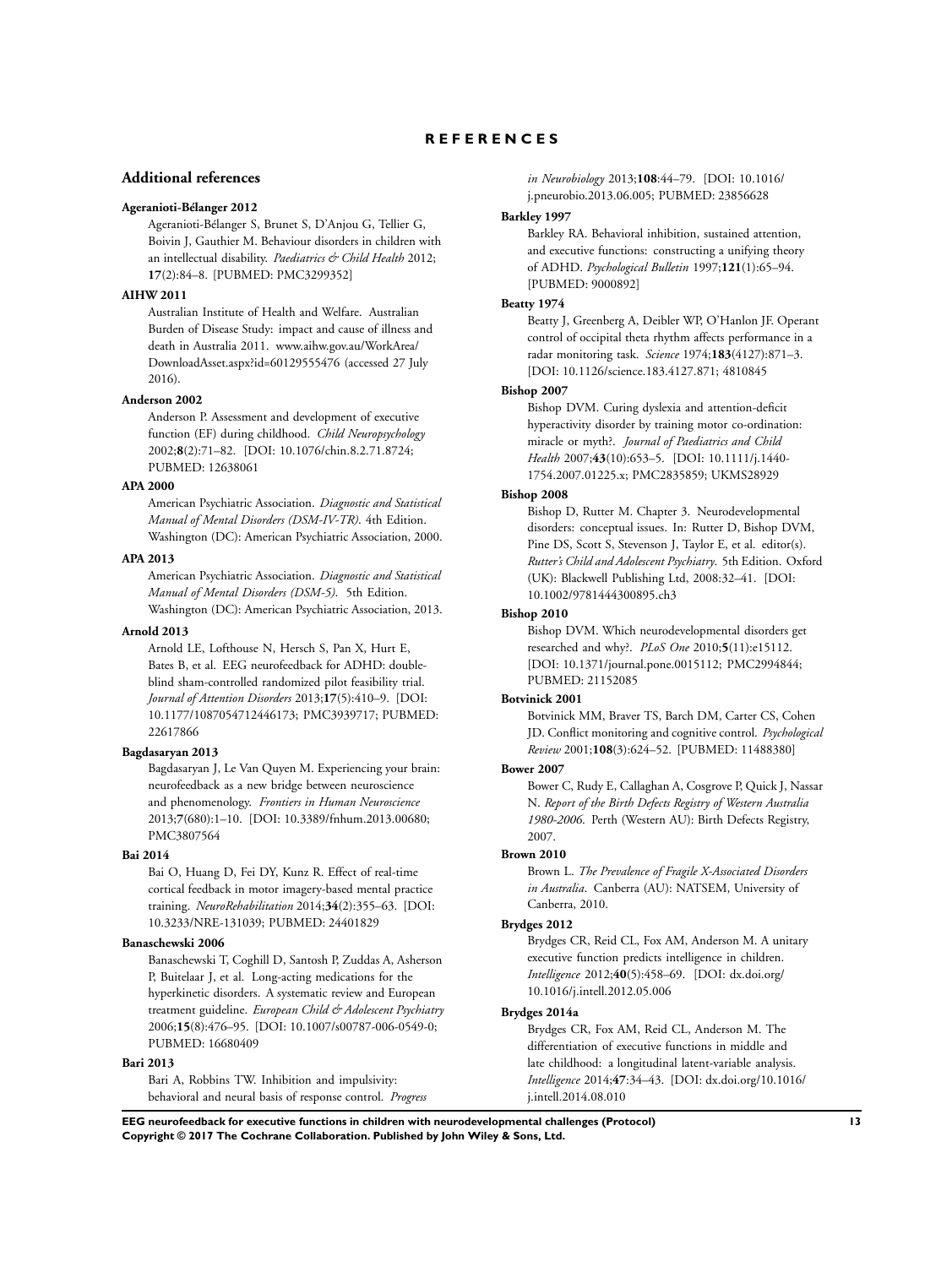# REFERENCES

## Additional references

**Ageranioti-Bélanger 2012**

Ageranioti-Bélanger S, Brunet S, D'Anjou G, Tellier G, Boivin J, Gauthier M. Behaviour disorders in children with an intellectual disability. *Paediatrics & Child Health* 2012; **17**(2):84–8. [PUBMED: PMC3299352]

**AIHW 2011**

Australian Institute of Health and Welfare. Australian Burden of Disease Study: impact and cause of illness and death in Australia 2011. www.aihw.gov.au/WorkArea/DownloadAsset.aspx?id=60129555476 (accessed 27 July 2016).

**Anderson 2002**

Anderson P. Assessment and development of executive function (EF) during childhood. *Child Neuropsychology* 2002;**8**(2):71–82. [DOI: 10.1076/chin.8.2.71.8724; PUBMED: 12638061

**APA 2000**

American Psychiatric Association. *Diagnostic and Statistical Manual of Mental Disorders (DSM-IV-TR)*. 4th Edition. Washington (DC): American Psychiatric Association, 2000.

**APA 2013**

American Psychiatric Association. *Diagnostic and Statistical Manual of Mental Disorders (DSM-5)*. 5th Edition. Washington (DC): American Psychiatric Association, 2013.

**Arnold 2013**

Arnold LE, Lofthouse N, Hersch S, Pan X, Hurt E, Bates B, et al. EEG neurofeedback for ADHD: double-blind sham-controlled randomized pilot feasibility trial. *Journal of Attention Disorders* 2013;**17**(5):410–9. [DOI: 10.1177/1087054712446173; PMC3939717; PUBMED: 22617866

**Bagdasaryan 2013**

Bagdasaryan J, Le Van Quyen M. Experiencing your brain: neurofeedback as a new bridge between neuroscience and phenomenology. *Frontiers in Human Neuroscience* 2013;**7**(680):1–10. [DOI: 10.3389/fnhum.2013.00680; PMC3807564

**Bai 2014**

Bai O, Huang D, Fei DY, Kunz R. Effect of real-time cortical feedback in motor imagery-based mental practice training. *NeuroRehabilitation* 2014;**34**(2):355–63. [DOI: 10.3233/NRE-131039; PUBMED: 24401829

**Banaschewski 2006**

Banaschewski T, Coghill D, Santosh P, Zuddas A, Asherson P, Buitelaar J, et al. Long-acting medications for the hyperkinetic disorders. A systematic review and European treatment guideline. *European Child & Adolescent Psychiatry* 2006;**15**(8):476–95. [DOI: 10.1007/s00787-006-0549-0; PUBMED: 16680409

**Bari 2013**

Bari A, Robbins TW. Inhibition and impulsivity: behavioral and neural basis of response control. *Progress in Neurobiology* 2013;**108**:44–79. [DOI: 10.1016/j.pneurobio.2013.06.005; PUBMED: 23856628

**Barkley 1997**

Barkley RA. Behavioral inhibition, sustained attention, and executive functions: constructing a unifying theory of ADHD. *Psychological Bulletin* 1997;**121**(1):65–94. [PUBMED: 9000892]

**Beatty 1974**

Beatty J, Greenberg A, Deibler WP, O'Hanlon JF. Operant control of occipital theta rhythm affects performance in a radar monitoring task. *Science* 1974;**183**(4127):871–3. [DOI: 10.1126/science.183.4127.871; 4810845

**Bishop 2007**

Bishop DVM. Curing dyslexia and attention-deficit hyperactivity disorder by training motor co-ordination: miracle or myth?. *Journal of Paediatrics and Child Health* 2007;**43**(10):653–5. [DOI: 10.1111/j.1440-1754.2007.01225.x; PMC2835859; UKMS28929

**Bishop 2008**

Bishop D, Rutter M. Chapter 3. Neurodevelopmental disorders: conceptual issues. In: Rutter D, Bishop DVM, Pine DS, Scott S, Stevenson J, Taylor E, et al. editor(s). *Rutter's Child and Adolescent Psychiatry*. 5th Edition. Oxford (UK): Blackwell Publishing Ltd, 2008:32–41. [DOI: 10.1002/9781444300895.ch3

**Bishop 2010**

Bishop DVM. Which neurodevelopmental disorders get researched and why?. *PLoS One* 2010;**5**(11):e15112. [DOI: 10.1371/journal.pone.0015112; PMC2994844; PUBMED: 21152085

**Botvinick 2001**

Botvinick MM, Braver TS, Barch DM, Carter CS, Cohen JD. Conflict monitoring and cognitive control. *Psychological Review* 2001;**108**(3):624–52. [PUBMED: 11488380]

**Bower 2007**

Bower C, Rudy E, Callaghan A, Cosgrove P, Quick J, Nassar N. *Report of the Birth Defects Registry of Western Australia 1980-2006*. Perth (Western AU): Birth Defects Registry, 2007.

**Brown 2010**

Brown L. *The Prevalence of Fragile X-Associated Disorders in Australia*. Canberra (AU): NATSEM, University of Canberra, 2010.

**Brydges 2012**

Brydges CR, Reid CL, Fox AM, Anderson M. A unitary executive function predicts intelligence in children. *Intelligence* 2012;**40**(5):458–69. [DOI: dx.doi.org/10.1016/j.intell.2012.05.006

**Brydges 2014a**

Brydges CR, Fox AM, Reid CL, Anderson M. The differentiation of executive functions in middle and late childhood: a longitudinal latent-variable analysis. *Intelligence* 2014;**47**:34–43. [DOI: dx.doi.org/10.1016/j.intell.2014.08.010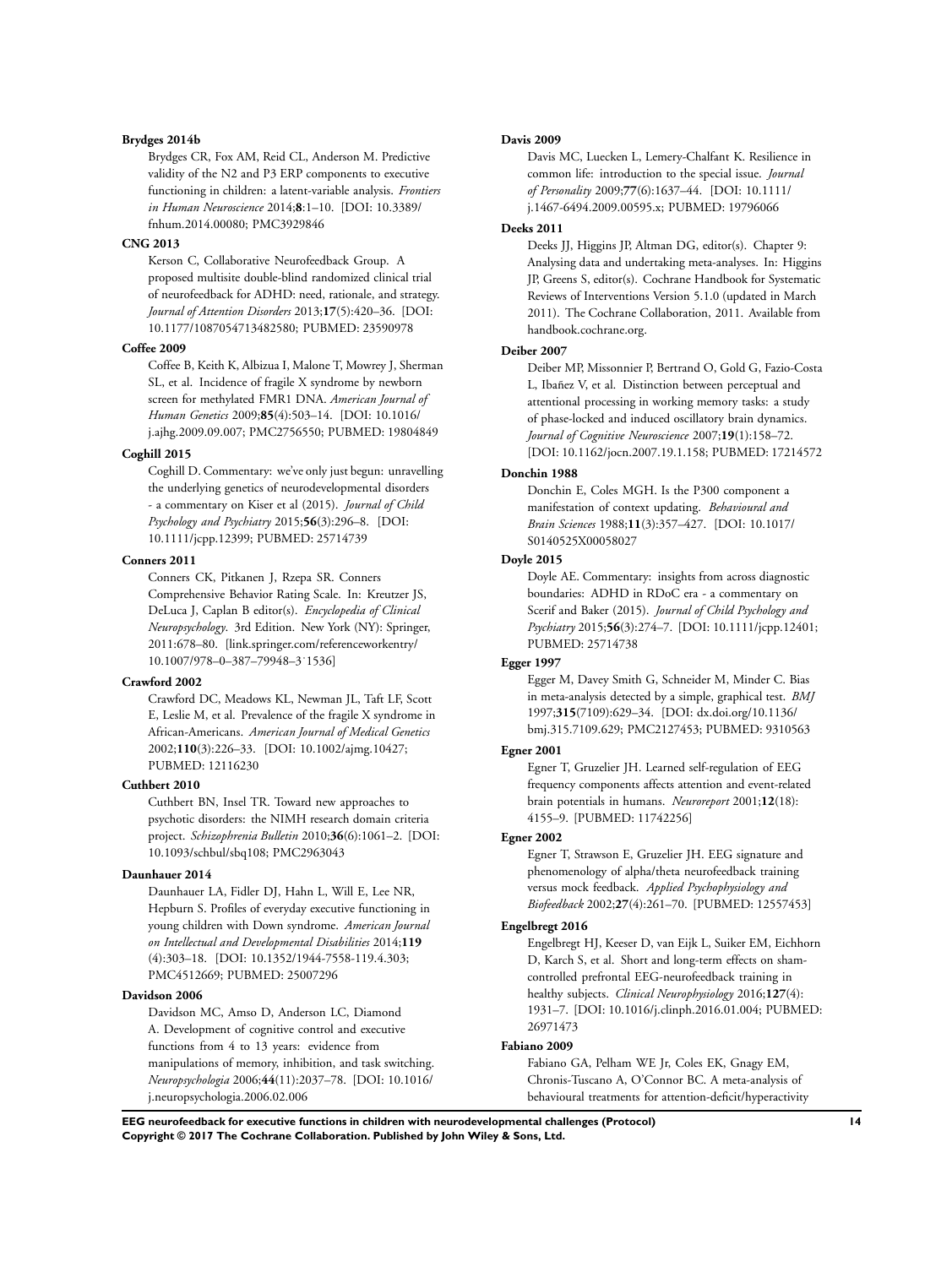**Brydges 2014b**

Brydges CR, Fox AM, Reid CL, Anderson M. Predictive validity of the N2 and P3 ERP components to executive functioning in children: a latent-variable analysis. *Frontiers in Human Neuroscience* 2014;**8**:1–10. [DOI: 10.3389/fnhum.2014.00080; PMC3929846

**CNG 2013**

Kerson C, Collaborative Neurofeedback Group. A proposed multisite double-blind randomized clinical trial of neurofeedback for ADHD: need, rationale, and strategy. *Journal of Attention Disorders* 2013;**17**(5):420–36. [DOI: 10.1177/1087054713482580; PUBMED: 23590978

**Coffee 2009**

Coffee B, Keith K, Albizua I, Malone T, Mowrey J, Sherman SL, et al. Incidence of fragile X syndrome by newborn screen for methylated FMR1 DNA. *American Journal of Human Genetics* 2009;**85**(4):503–14. [DOI: 10.1016/j.ajhg.2009.09.007; PMC2756550; PUBMED: 19804849

**Coghill 2015**

Coghill D. Commentary: we've only just begun: unravelling the underlying genetics of neurodevelopmental disorders - a commentary on Kiser et al (2015). *Journal of Child Psychology and Psychiatry* 2015;**56**(3):296–8. [DOI: 10.1111/jcpp.12399; PUBMED: 25714739

**Conners 2011**

Conners CK, Pitkanen J, Rzepa SR. Conners Comprehensive Behavior Rating Scale. In: Kreutzer JS, DeLuca J, Caplan B editor(s). *Encyclopedia of Clinical Neuropsychology*. 3rd Edition. New York (NY): Springer, 2011:678–80. [link.springer.com/referenceworkentry/10.1007/978–0–387–79948–3ˆ1536]

**Crawford 2002**

Crawford DC, Meadows KL, Newman JL, Taft LF, Scott E, Leslie M, et al. Prevalence of the fragile X syndrome in African-Americans. *American Journal of Medical Genetics* 2002;**110**(3):226–33. [DOI: 10.1002/ajmg.10427; PUBMED: 12116230

**Cuthbert 2010**

Cuthbert BN, Insel TR. Toward new approaches to psychotic disorders: the NIMH research domain criteria project. *Schizophrenia Bulletin* 2010;**36**(6):1061–2. [DOI: 10.1093/schbul/sbq108; PMC2963043

**Daunhauer 2014**

Daunhauer LA, Fidler DJ, Hahn L, Will E, Lee NR, Hepburn S. Profiles of everyday executive functioning in young children with Down syndrome. *American Journal on Intellectual and Developmental Disabilities* 2014;**119**(4):303–18. [DOI: 10.1352/1944-7558-119.4.303; PMC4512669; PUBMED: 25007296

**Davidson 2006**

Davidson MC, Amso D, Anderson LC, Diamond A. Development of cognitive control and executive functions from 4 to 13 years: evidence from manipulations of memory, inhibition, and task switching. *Neuropsychologia* 2006;**44**(11):2037–78. [DOI: 10.1016/j.neuropsychologia.2006.02.006

**Davis 2009**

Davis MC, Luecken L, Lemery-Chalfant K. Resilience in common life: introduction to the special issue. *Journal of Personality* 2009;**77**(6):1637–44. [DOI: 10.1111/j.1467-6494.2009.00595.x; PUBMED: 19796066

**Deeks 2011**

Deeks JJ, Higgins JP, Altman DG, editor(s). Chapter 9: Analysing data and undertaking meta-analyses. In: Higgins JP, Greens S, editor(s). Cochrane Handbook for Systematic Reviews of Interventions Version 5.1.0 (updated in March 2011). The Cochrane Collaboration, 2011. Available from handbook.cochrane.org.

**Deiber 2007**

Deiber MP, Missonnier P, Bertrand O, Gold G, Fazio-Costa L, Ibañez V, et al. Distinction between perceptual and attentional processing in working memory tasks: a study of phase-locked and induced oscillatory brain dynamics. *Journal of Cognitive Neuroscience* 2007;**19**(1):158–72. [DOI: 10.1162/jocn.2007.19.1.158; PUBMED: 17214572

**Donchin 1988**

Donchin E, Coles MGH. Is the P300 component a manifestation of context updating. *Behavioural and Brain Sciences* 1988;**11**(3):357–427. [DOI: 10.1017/S0140525X00058027

**Doyle 2015**

Doyle AE. Commentary: insights from across diagnostic boundaries: ADHD in RDoC era - a commentary on Scerif and Baker (2015). *Journal of Child Psychology and Psychiatry* 2015;**56**(3):274–7. [DOI: 10.1111/jcpp.12401; PUBMED: 25714738

**Egger 1997**

Egger M, Davey Smith G, Schneider M, Minder C. Bias in meta-analysis detected by a simple, graphical test. *BMJ* 1997;**315**(7109):629–34. [DOI: dx.doi.org/10.1136/bmj.315.7109.629; PMC2127453; PUBMED: 9310563

**Egner 2001**

Egner T, Gruzelier JH. Learned self-regulation of EEG frequency components affects attention and event-related brain potentials in humans. *Neuroreport* 2001;**12**(18):4155–9. [PUBMED: 11742256]

**Egner 2002**

Egner T, Strawson E, Gruzelier JH. EEG signature and phenomenology of alpha/theta neurofeedback training versus mock feedback. *Applied Psychophysiology and Biofeedback* 2002;**27**(4):261–70. [PUBMED: 12557453]

**Engelbregt 2016**

Engelbregt HJ, Keeser D, van Eijk L, Suiker EM, Eichhorn D, Karch S, et al. Short and long-term effects on sham-controlled prefrontal EEG-neurofeedback training in healthy subjects. *Clinical Neurophysiology* 2016;**127**(4):1931–7. [DOI: 10.1016/j.clinph.2016.01.004; PUBMED: 26971473

**Fabiano 2009**

Fabiano GA, Pelham WE Jr, Coles EK, Gnagy EM, Chronis-Tuscano A, O'Connor BC. A meta-analysis of behavioural treatments for attention-deficit/hyperactivity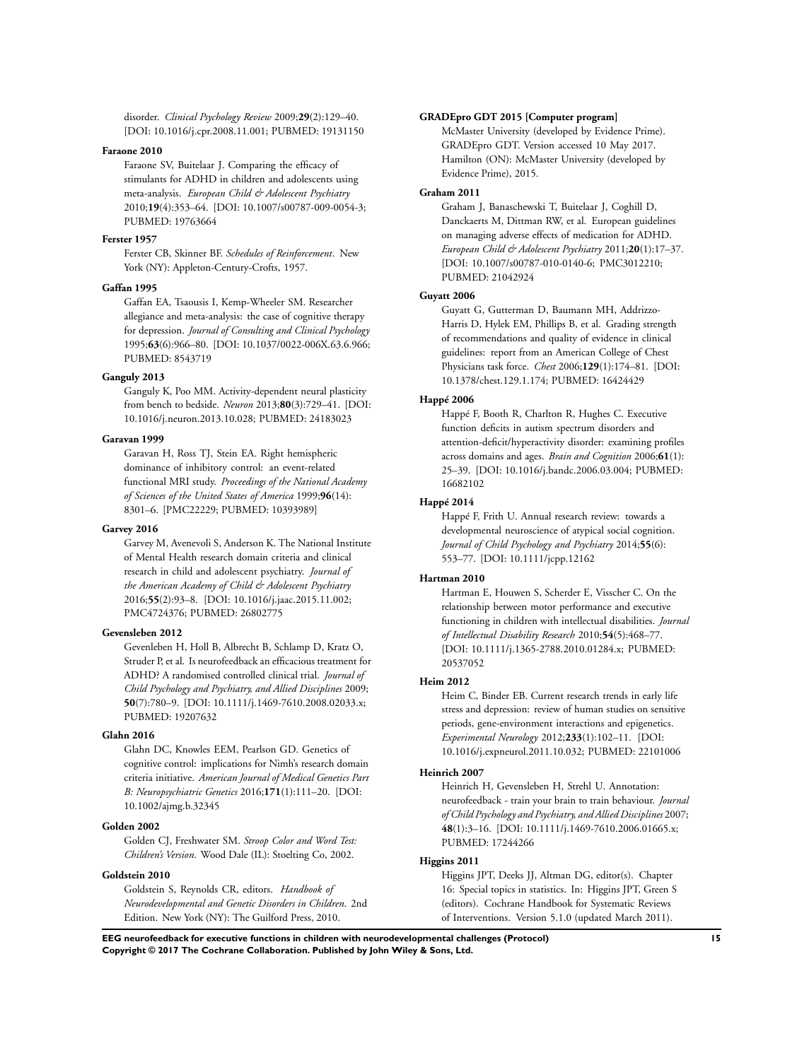disorder. *Clinical Psychology Review* 2009;**29**(2):129–40. [DOI: 10.1016/j.cpr.2008.11.001; PUBMED: 19131150

**Faraone 2010**

Faraone SV, Buitelaar J. Comparing the efficacy of stimulants for ADHD in children and adolescents using meta-analysis. *European Child & Adolescent Psychiatry* 2010;**19**(4):353–64. [DOI: 10.1007/s00787-009-0054-3; PUBMED: 19763664

**Ferster 1957**

Ferster CB, Skinner BF. *Schedules of Reinforcement*. New York (NY): Appleton-Century-Crofts, 1957.

**Gaffan 1995**

Gaffan EA, Tsaousis I, Kemp-Wheeler SM. Researcher allegiance and meta-analysis: the case of cognitive therapy for depression. *Journal of Consulting and Clinical Psychology* 1995;**63**(6):966–80. [DOI: 10.1037/0022-006X.63.6.966; PUBMED: 8543719

**Ganguly 2013**

Ganguly K, Poo MM. Activity-dependent neural plasticity from bench to bedside. *Neuron* 2013;**80**(3):729–41. [DOI: 10.1016/j.neuron.2013.10.028; PUBMED: 24183023

**Garavan 1999**

Garavan H, Ross TJ, Stein EA. Right hemispheric dominance of inhibitory control: an event-related functional MRI study. *Proceedings of the National Academy of Sciences of the United States of America* 1999;**96**(14): 8301–6. [PMC22229; PUBMED: 10393989]

**Garvey 2016**

Garvey M, Avenevoli S, Anderson K. The National Institute of Mental Health research domain criteria and clinical research in child and adolescent psychiatry. *Journal of the American Academy of Child & Adolescent Psychiatry* 2016;**55**(2):93–8. [DOI: 10.1016/j.jaac.2015.11.002; PMC4724376; PUBMED: 26802775

**Gevensleben 2012**

Gevenleben H, Holl B, Albrecht B, Schlamp D, Kratz O, Struder P, et al. Is neurofeedback an efficacious treatment for ADHD? A randomised controlled clinical trial. *Journal of Child Psychology and Psychiatry, and Allied Disciplines* 2009; **50**(7):780–9. [DOI: 10.1111/j.1469-7610.2008.02033.x; PUBMED: 19207632

**Glahn 2016**

Glahn DC, Knowles EEM, Pearlson GD. Genetics of cognitive control: implications for Nimh's research domain criteria initiative. *American Journal of Medical Genetics Part B: Neuropsychiatric Genetics* 2016;**171**(1):111–20. [DOI: 10.1002/ajmg.b.32345

**Golden 2002**

Golden CJ, Freshwater SM. *Stroop Color and Word Test: Children's Version*. Wood Dale (IL): Stoelting Co, 2002.

**Goldstein 2010**

Goldstein S, Reynolds CR, editors. *Handbook of Neurodevelopmental and Genetic Disorders in Children*. 2nd Edition. New York (NY): The Guilford Press, 2010.

**GRADEpro GDT 2015 [Computer program]**

McMaster University (developed by Evidence Prime). GRADEpro GDT. Version accessed 10 May 2017. Hamilton (ON): McMaster University (developed by Evidence Prime), 2015.

**Graham 2011**

Graham J, Banaschewski T, Buitelaar J, Coghill D, Danckaerts M, Dittman RW, et al. European guidelines on managing adverse effects of medication for ADHD. *European Child & Adolescent Psychiatry* 2011;**20**(1):17–37. [DOI: 10.1007/s00787-010-0140-6; PMC3012210; PUBMED: 21042924

**Guyatt 2006**

Guyatt G, Gutterman D, Baumann MH, Addrizzo-Harris D, Hylek EM, Phillips B, et al. Grading strength of recommendations and quality of evidence in clinical guidelines: report from an American College of Chest Physicians task force. *Chest* 2006;**129**(1):174–81. [DOI: 10.1378/chest.129.1.174; PUBMED: 16424429

**Happé 2006**

Happé F, Booth R, Charlton R, Hughes C. Executive function deficits in autism spectrum disorders and attention-deficit/hyperactivity disorder: examining profiles across domains and ages. *Brain and Cognition* 2006;**61**(1): 25–39. [DOI: 10.1016/j.bandc.2006.03.004; PUBMED: 16682102

**Happé 2014**

Happé F, Frith U. Annual research review: towards a developmental neuroscience of atypical social cognition. *Journal of Child Psychology and Psychiatry* 2014;**55**(6): 553–77. [DOI: 10.1111/jcpp.12162

**Hartman 2010**

Hartman E, Houwen S, Scherder E, Visscher C. On the relationship between motor performance and executive functioning in children with intellectual disabilities. *Journal of Intellectual Disability Research* 2010;**54**(5):468–77. [DOI: 10.1111/j.1365-2788.2010.01284.x; PUBMED: 20537052

**Heim 2012**

Heim C, Binder EB. Current research trends in early life stress and depression: review of human studies on sensitive periods, gene-environment interactions and epigenetics. *Experimental Neurology* 2012;**233**(1):102–11. [DOI: 10.1016/j.expneurol.2011.10.032; PUBMED: 22101006

**Heinrich 2007**

Heinrich H, Gevensleben H, Strehl U. Annotation: neurofeedback - train your brain to train behaviour. *Journal of Child Psychology and Psychiatry, and Allied Disciplines* 2007; **48**(1):3–16. [DOI: 10.1111/j.1469-7610.2006.01665.x; PUBMED: 17244266

**Higgins 2011**

Higgins JPT, Deeks JJ, Altman DG, editor(s). Chapter 16: Special topics in statistics. In: Higgins JPT, Green S (editors). Cochrane Handbook for Systematic Reviews of Interventions. Version 5.1.0 (updated March 2011).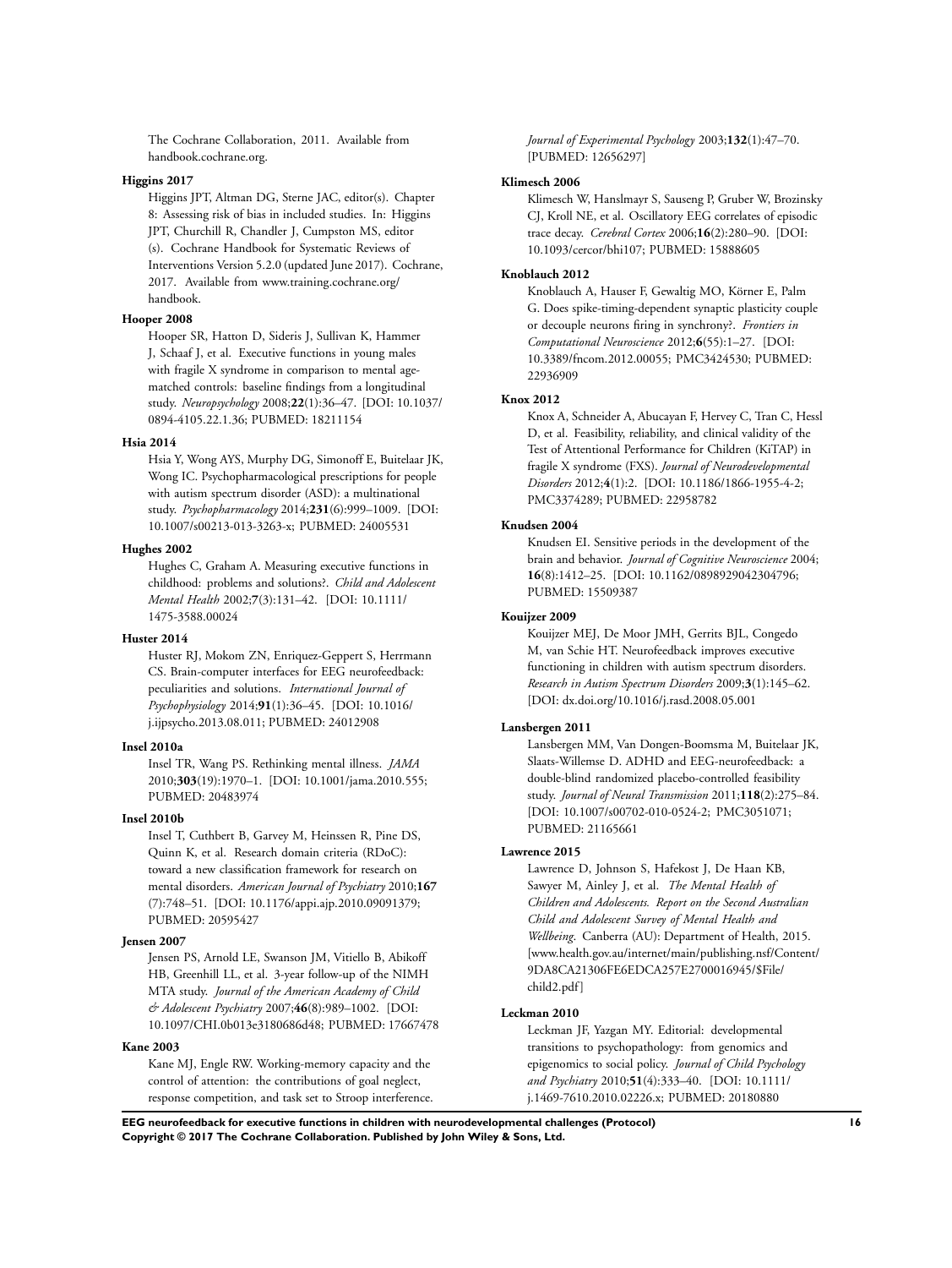The Cochrane Collaboration, 2011. Available from handbook.cochrane.org.

**Higgins 2017**

Higgins JPT, Altman DG, Sterne JAC, editor(s). Chapter 8: Assessing risk of bias in included studies. In: Higgins JPT, Churchill R, Chandler J, Cumpston MS, editor (s). Cochrane Handbook for Systematic Reviews of Interventions Version 5.2.0 (updated June 2017). Cochrane, 2017. Available from www.training.cochrane.org/handbook.

**Hooper 2008**

Hooper SR, Hatton D, Sideris J, Sullivan K, Hammer J, Schaaf J, et al. Executive functions in young males with fragile X syndrome in comparison to mental age-matched controls: baseline findings from a longitudinal study. *Neuropsychology* 2008;**22**(1):36–47. [DOI: 10.1037/0894-4105.22.1.36; PUBMED: 18211154

**Hsia 2014**

Hsia Y, Wong AYS, Murphy DG, Simonoff E, Buitelaar JK, Wong IC. Psychopharmacological prescriptions for people with autism spectrum disorder (ASD): a multinational study. *Psychopharmacology* 2014;**231**(6):999–1009. [DOI: 10.1007/s00213-013-3263-x; PUBMED: 24005531

**Hughes 2002**

Hughes C, Graham A. Measuring executive functions in childhood: problems and solutions?. *Child and Adolescent Mental Health* 2002;**7**(3):131–42. [DOI: 10.1111/1475-3588.00024

**Huster 2014**

Huster RJ, Mokom ZN, Enriquez-Geppert S, Herrmann CS. Brain-computer interfaces for EEG neurofeedback: peculiarities and solutions. *International Journal of Psychophysiology* 2014;**91**(1):36–45. [DOI: 10.1016/j.ijpsycho.2013.08.011; PUBMED: 24012908

**Insel 2010a**

Insel TR, Wang PS. Rethinking mental illness. *JAMA* 2010;**303**(19):1970–1. [DOI: 10.1001/jama.2010.555; PUBMED: 20483974

**Insel 2010b**

Insel T, Cuthbert B, Garvey M, Heinssen R, Pine DS, Quinn K, et al. Research domain criteria (RDoC): toward a new classification framework for research on mental disorders. *American Journal of Psychiatry* 2010;**167**(7):748–51. [DOI: 10.1176/appi.ajp.2010.09091379; PUBMED: 20595427

**Jensen 2007**

Jensen PS, Arnold LE, Swanson JM, Vitiello B, Abikoff HB, Greenhill LL, et al. 3-year follow-up of the NIMH MTA study. *Journal of the American Academy of Child & Adolescent Psychiatry* 2007;**46**(8):989–1002. [DOI: 10.1097/CHI.0b013e3180686d48; PUBMED: 17667478

**Kane 2003**

Kane MJ, Engle RW. Working-memory capacity and the control of attention: the contributions of goal neglect, response competition, and task set to Stroop interference. *Journal of Experimental Psychology* 2003;**132**(1):47–70. [PUBMED: 12656297]

**Klimesch 2006**

Klimesch W, Hanslmayr S, Sauseng P, Gruber W, Brozinsky CJ, Kroll NE, et al. Oscillatory EEG correlates of episodic trace decay. *Cerebral Cortex* 2006;**16**(2):280–90. [DOI: 10.1093/cercor/bhi107; PUBMED: 15888605

**Knoblauch 2012**

Knoblauch A, Hauser F, Gewaltig MO, Körner E, Palm G. Does spike-timing-dependent synaptic plasticity couple or decouple neurons firing in synchrony?. *Frontiers in Computational Neuroscience* 2012;**6**(55):1–27. [DOI: 10.3389/fncom.2012.00055; PMC3424530; PUBMED: 22936909

**Knox 2012**

Knox A, Schneider A, Abucayan F, Hervey C, Tran C, Hessl D, et al. Feasibility, reliability, and clinical validity of the Test of Attentional Performance for Children (KiTAP) in fragile X syndrome (FXS). *Journal of Neurodevelopmental Disorders* 2012;**4**(1):2. [DOI: 10.1186/1866-1955-4-2; PMC3374289; PUBMED: 22958782

**Knudsen 2004**

Knudsen EI. Sensitive periods in the development of the brain and behavior. *Journal of Cognitive Neuroscience* 2004;**16**(8):1412–25. [DOI: 10.1162/0898929042304796; PUBMED: 15509387

**Kouijzer 2009**

Kouijzer MEJ, De Moor JMH, Gerrits BJL, Congedo M, van Schie HT. Neurofeedback improves executive functioning in children with autism spectrum disorders. *Research in Autism Spectrum Disorders* 2009;**3**(1):145–62. [DOI: dx.doi.org/10.1016/j.rasd.2008.05.001

**Lansbergen 2011**

Lansbergen MM, Van Dongen-Boomsma M, Buitelaar JK, Slaats-Willemse D. ADHD and EEG-neurofeedback: a double-blind randomized placebo-controlled feasibility study. *Journal of Neural Transmission* 2011;**118**(2):275–84. [DOI: 10.1007/s00702-010-0524-2; PMC3051071; PUBMED: 21165661

**Lawrence 2015**

Lawrence D, Johnson S, Hafekost J, De Haan KB, Sawyer M, Ainley J, et al. *The Mental Health of Children and Adolescents. Report on the Second Australian Child and Adolescent Survey of Mental Health and Wellbeing*. Canberra (AU): Department of Health, 2015. [www.health.gov.au/internet/main/publishing.nsf/Content/9DA8CA21306FE6EDCA257E2700016945/$File/child2.pdf]

**Leckman 2010**

Leckman JF, Yazgan MY. Editorial: developmental transitions to psychopathology: from genomics and epigenomics to social policy. *Journal of Child Psychology and Psychiatry* 2010;**51**(4):333–40. [DOI: 10.1111/j.1469-7610.2010.02226.x; PUBMED: 20180880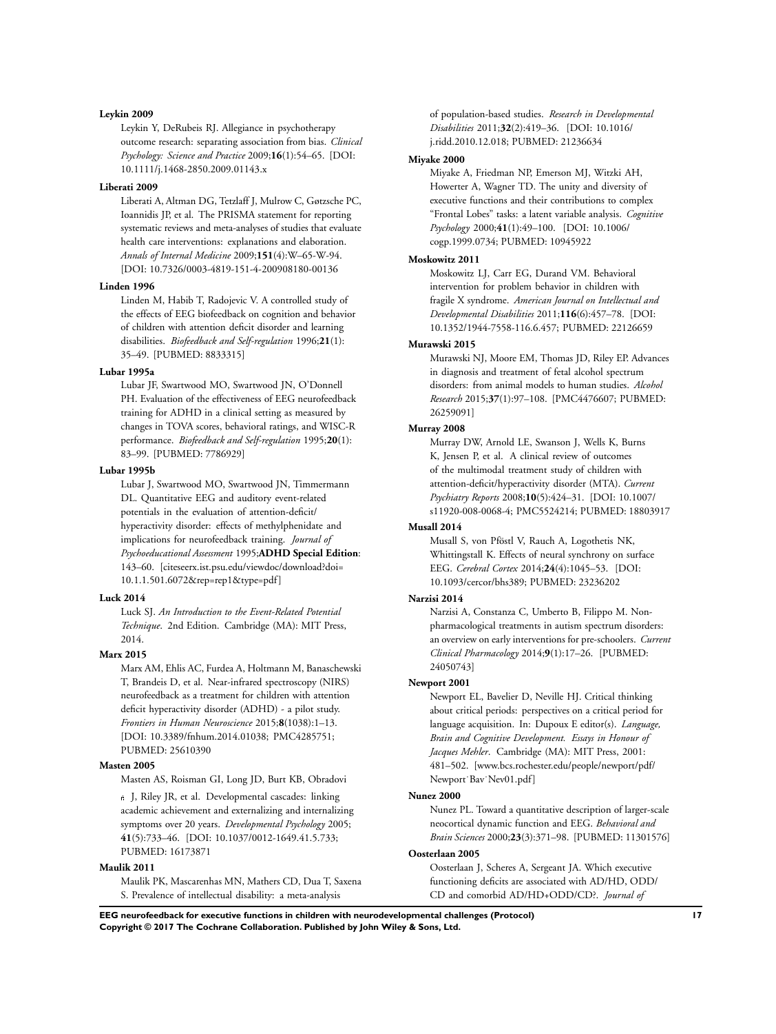**Leykin 2009**

Leykin Y, DeRubeis RJ. Allegiance in psychotherapy outcome research: separating association from bias. *Clinical Psychology: Science and Practice* 2009;**16**(1):54–65. [DOI: 10.1111/j.1468-2850.2009.01143.x

**Liberati 2009**

Liberati A, Altman DG, Tetzlaff J, Mulrow C, Gøtzsche PC, Ioannidis JP, et al. The PRISMA statement for reporting systematic reviews and meta-analyses of studies that evaluate health care interventions: explanations and elaboration. *Annals of Internal Medicine* 2009;**151**(4):W–65-W-94. [DOI: 10.7326/0003-4819-151-4-200908180-00136

**Linden 1996**

Linden M, Habib T, Radojevic V. A controlled study of the effects of EEG biofeedback on cognition and behavior of children with attention deficit disorder and learning disabilities. *Biofeedback and Self-regulation* 1996;**21**(1): 35–49. [PUBMED: 8833315]

**Lubar 1995a**

Lubar JF, Swartwood MO, Swartwood JN, O'Donnell PH. Evaluation of the effectiveness of EEG neurofeedback training for ADHD in a clinical setting as measured by changes in TOVA scores, behavioral ratings, and WISC-R performance. *Biofeedback and Self-regulation* 1995;**20**(1): 83–99. [PUBMED: 7786929]

**Lubar 1995b**

Lubar J, Swartwood MO, Swartwood JN, Timmermann DL. Quantitative EEG and auditory event-related potentials in the evaluation of attention-deficit/ hyperactivity disorder: effects of methylphenidate and implications for neurofeedback training. *Journal of Psychoeducational Assessment* 1995;**ADHD Special Edition**: 143–60. [citeseerx.ist.psu.edu/viewdoc/download?doi= 10.1.1.501.6072&rep=rep1&type=pdf]

**Luck 2014**

Luck SJ. *An Introduction to the Event-Related Potential Technique*. 2nd Edition. Cambridge (MA): MIT Press, 2014.

**Marx 2015**

Marx AM, Ehlis AC, Furdea A, Holtmann M, Banaschewski T, Brandeis D, et al. Near-infrared spectroscopy (NIRS) neurofeedback as a treatment for children with attention deficit hyperactivity disorder (ADHD) - a pilot study. *Frontiers in Human Neuroscience* 2015;**8**(1038):1–13. [DOI: 10.3389/fnhum.2014.01038; PMC4285751; PUBMED: 25610390

**Masten 2005**

Masten AS, Roisman GI, Long JD, Burt KB, Obradovi ć J, Riley JR, et al. Developmental cascades: linking academic achievement and externalizing and internalizing symptoms over 20 years. *Developmental Psychology* 2005; **41**(5):733–46. [DOI: 10.1037/0012-1649.41.5.733; PUBMED: 16173871

**Maulik 2011**

Maulik PK, Mascarenhas MN, Mathers CD, Dua T, Saxena S. Prevalence of intellectual disability: a meta-analysis of population-based studies. *Research in Developmental Disabilities* 2011;**32**(2):419–36. [DOI: 10.1016/ j.ridd.2010.12.018; PUBMED: 21236634

**Miyake 2000**

Miyake A, Friedman NP, Emerson MJ, Witzki AH, Howerter A, Wagner TD. The unity and diversity of executive functions and their contributions to complex "Frontal Lobes" tasks: a latent variable analysis. *Cognitive Psychology* 2000;**41**(1):49–100. [DOI: 10.1006/ cogp.1999.0734; PUBMED: 10945922

**Moskowitz 2011**

Moskowitz LJ, Carr EG, Durand VM. Behavioral intervention for problem behavior in children with fragile X syndrome. *American Journal on Intellectual and Developmental Disabilities* 2011;**116**(6):457–78. [DOI: 10.1352/1944-7558-116.6.457; PUBMED: 22126659

**Murawski 2015**

Murawski NJ, Moore EM, Thomas JD, Riley EP. Advances in diagnosis and treatment of fetal alcohol spectrum disorders: from animal models to human studies. *Alcohol Research* 2015;**37**(1):97–108. [PMC4476607; PUBMED: 26259091]

**Murray 2008**

Murray DW, Arnold LE, Swanson J, Wells K, Burns K, Jensen P, et al. A clinical review of outcomes of the multimodal treatment study of children with attention-deficit/hyperactivity disorder (MTA). *Current Psychiatry Reports* 2008;**10**(5):424–31. [DOI: 10.1007/ s11920-008-0068-4; PMC5524214; PUBMED: 18803917

**Musall 2014**

Musall S, von Pföstl V, Rauch A, Logothetis NK, Whittingstall K. Effects of neural synchrony on surface EEG. *Cerebral Cortex* 2014;**24**(4):1045–53. [DOI: 10.1093/cercor/bhs389; PUBMED: 23236202

**Narzisi 2014**

Narzisi A, Constanza C, Umberto B, Filippo M. Non-pharmacological treatments in autism spectrum disorders: an overview on early interventions for pre-schoolers. *Current Clinical Pharmacology* 2014;**9**(1):17–26. [PUBMED: 24050743]

**Newport 2001**

Newport EL, Bavelier D, Neville HJ. Critical thinking about critical periods: perspectives on a critical period for language acquisition. In: Dupoux E editor(s). *Language, Brain and Cognitive Development. Essays in Honour of Jacques Mehler*. Cambridge (MA): MIT Press, 2001: 481–502. [www.bcs.rochester.edu/people/newport/pdf/ Newport˙Bav˙Nev01.pdf]

**Nunez 2000**

Nunez PL. Toward a quantitative description of larger-scale neocortical dynamic function and EEG. *Behavioral and Brain Sciences* 2000;**23**(3):371–98. [PUBMED: 11301576]

**Oosterlaan 2005**

Oosterlaan J, Scheres A, Sergeant JA. Which executive functioning deficits are associated with AD/HD, ODD/ CD and comorbid AD/HD+ODD/CD?. *Journal of*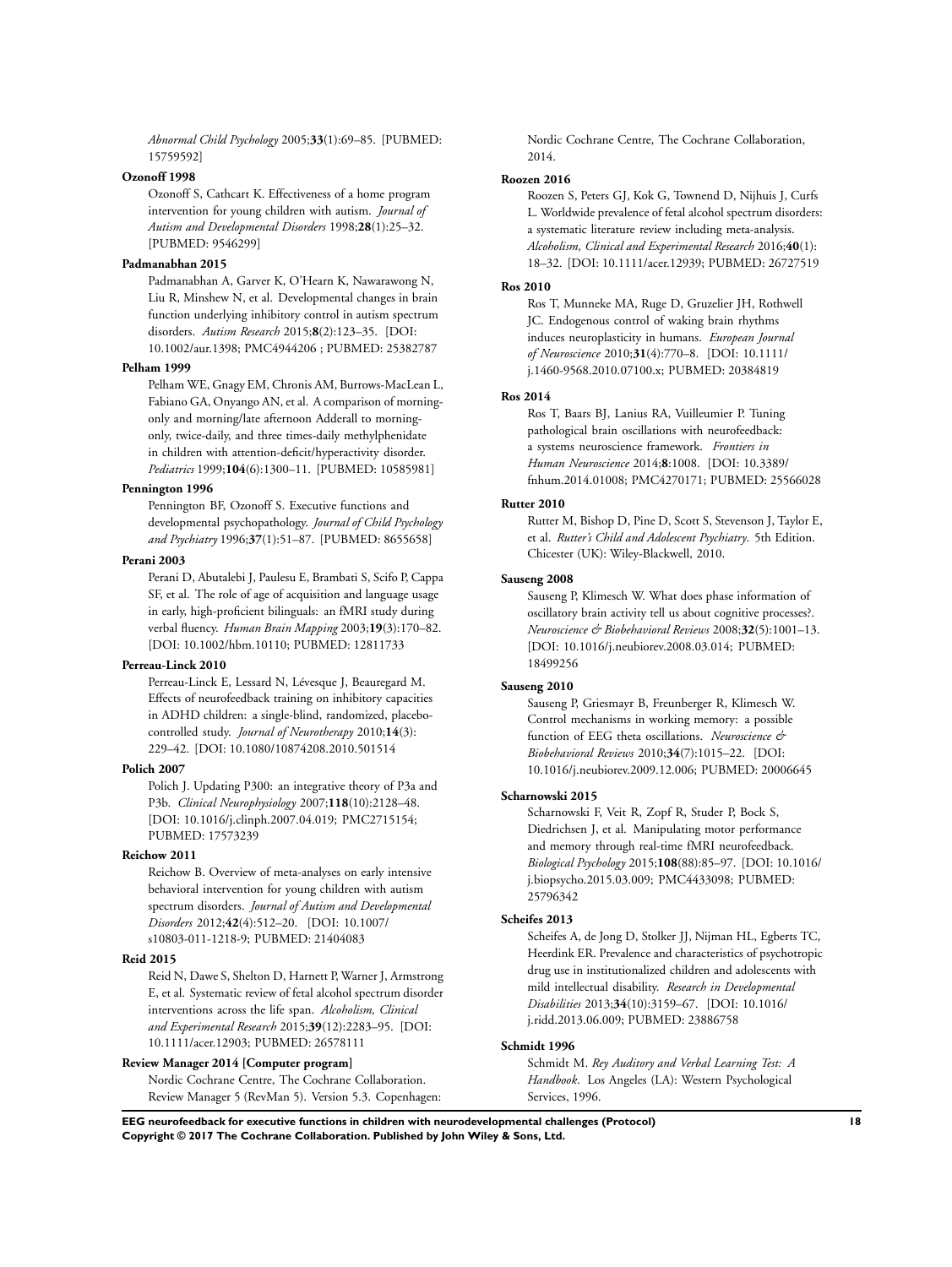*Abnormal Child Psychology* 2005;**33**(1):69–85. [PUBMED: 15759592]

**Ozonoff 1998**

Ozonoff S, Cathcart K. Effectiveness of a home program intervention for young children with autism. *Journal of Autism and Developmental Disorders* 1998;**28**(1):25–32. [PUBMED: 9546299]

**Padmanabhan 2015**

Padmanabhan A, Garver K, O'Hearn K, Nawarawong N, Liu R, Minshew N, et al. Developmental changes in brain function underlying inhibitory control in autism spectrum disorders. *Autism Research* 2015;**8**(2):123–35. [DOI: 10.1002/aur.1398; PMC4944206 ; PUBMED: 25382787

**Pelham 1999**

Pelham WE, Gnagy EM, Chronis AM, Burrows-MacLean L, Fabiano GA, Onyango AN, et al. A comparison of morning-only and morning/late afternoon Adderall to morning-only, twice-daily, and three times-daily methylphenidate in children with attention-deficit/hyperactivity disorder. *Pediatrics* 1999;**104**(6):1300–11. [PUBMED: 10585981]

**Pennington 1996**

Pennington BF, Ozonoff S. Executive functions and developmental psychopathology. *Journal of Child Psychology and Psychiatry* 1996;**37**(1):51–87. [PUBMED: 8655658]

**Perani 2003**

Perani D, Abutalebi J, Paulesu E, Brambati S, Scifo P, Cappa SF, et al. The role of age of acquisition and language usage in early, high-proficient bilinguals: an fMRI study during verbal fluency. *Human Brain Mapping* 2003;**19**(3):170–82. [DOI: 10.1002/hbm.10110; PUBMED: 12811733

**Perreau-Linck 2010**

Perreau-Linck E, Lessard N, Lévesque J, Beauregard M. Effects of neurofeedback training on inhibitory capacities in ADHD children: a single-blind, randomized, placebo-controlled study. *Journal of Neurotherapy* 2010;**14**(3): 229–42. [DOI: 10.1080/10874208.2010.501514

**Polich 2007**

Polich J. Updating P300: an integrative theory of P3a and P3b. *Clinical Neurophysiology* 2007;**118**(10):2128–48. [DOI: 10.1016/j.clinph.2007.04.019; PMC2715154; PUBMED: 17573239

**Reichow 2011**

Reichow B. Overview of meta-analyses on early intensive behavioral intervention for young children with autism spectrum disorders. *Journal of Autism and Developmental Disorders* 2012;**42**(4):512–20. [DOI: 10.1007/ s10803-011-1218-9; PUBMED: 21404083

**Reid 2015**

Reid N, Dawe S, Shelton D, Harnett P, Warner J, Armstrong E, et al. Systematic review of fetal alcohol spectrum disorder interventions across the life span. *Alcoholism, Clinical and Experimental Research* 2015;**39**(12):2283–95. [DOI: 10.1111/acer.12903; PUBMED: 26578111

**Review Manager 2014 [Computer program]**

Nordic Cochrane Centre, The Cochrane Collaboration. Review Manager 5 (RevMan 5). Version 5.3. Copenhagen: Nordic Cochrane Centre, The Cochrane Collaboration, 2014.

**Roozen 2016**

Roozen S, Peters GJ, Kok G, Townend D, Nijhuis J, Curfs L. Worldwide prevalence of fetal alcohol spectrum disorders: a systematic literature review including meta-analysis. *Alcoholism, Clinical and Experimental Research* 2016;**40**(1): 18–32. [DOI: 10.1111/acer.12939; PUBMED: 26727519

**Ros 2010**

Ros T, Munneke MA, Ruge D, Gruzelier JH, Rothwell JC. Endogenous control of waking brain rhythms induces neuroplasticity in humans. *European Journal of Neuroscience* 2010;**31**(4):770–8. [DOI: 10.1111/ j.1460-9568.2010.07100.x; PUBMED: 20384819

**Ros 2014**

Ros T, Baars BJ, Lanius RA, Vuilleumier P. Tuning pathological brain oscillations with neurofeedback: a systems neuroscience framework. *Frontiers in Human Neuroscience* 2014;**8**:1008. [DOI: 10.3389/ fnhum.2014.01008; PMC4270171; PUBMED: 25566028

**Rutter 2010**

Rutter M, Bishop D, Pine D, Scott S, Stevenson J, Taylor E, et al. *Rutter's Child and Adolescent Psychiatry*. 5th Edition. Chicester (UK): Wiley-Blackwell, 2010.

**Sauseng 2008**

Sauseng P, Klimesch W. What does phase information of oscillatory brain activity tell us about cognitive processes?. *Neuroscience & Biobehavioral Reviews* 2008;**32**(5):1001–13. [DOI: 10.1016/j.neubiorev.2008.03.014; PUBMED: 18499256

**Sauseng 2010**

Sauseng P, Griesmayr B, Freunberger R, Klimesch W. Control mechanisms in working memory: a possible function of EEG theta oscillations. *Neuroscience & Biobehavioral Reviews* 2010;**34**(7):1015–22. [DOI: 10.1016/j.neubiorev.2009.12.006; PUBMED: 20006645

**Scharnowski 2015**

Scharnowski F, Veit R, Zopf R, Studer P, Bock S, Diedrichsen J, et al. Manipulating motor performance and memory through real-time fMRI neurofeedback. *Biological Psychology* 2015;**108**(88):85–97. [DOI: 10.1016/ j.biopsycho.2015.03.009; PMC4433098; PUBMED: 25796342

**Scheifes 2013**

Scheifes A, de Jong D, Stolker JJ, Nijman HL, Egberts TC, Heerdink ER. Prevalence and characteristics of psychotropic drug use in institutionalized children and adolescents with mild intellectual disability. *Research in Developmental Disabilities* 2013;**34**(10):3159–67. [DOI: 10.1016/ j.ridd.2013.06.009; PUBMED: 23886758

**Schmidt 1996**

Schmidt M. *Rey Auditory and Verbal Learning Test: A Handbook*. Los Angeles (LA): Western Psychological Services, 1996.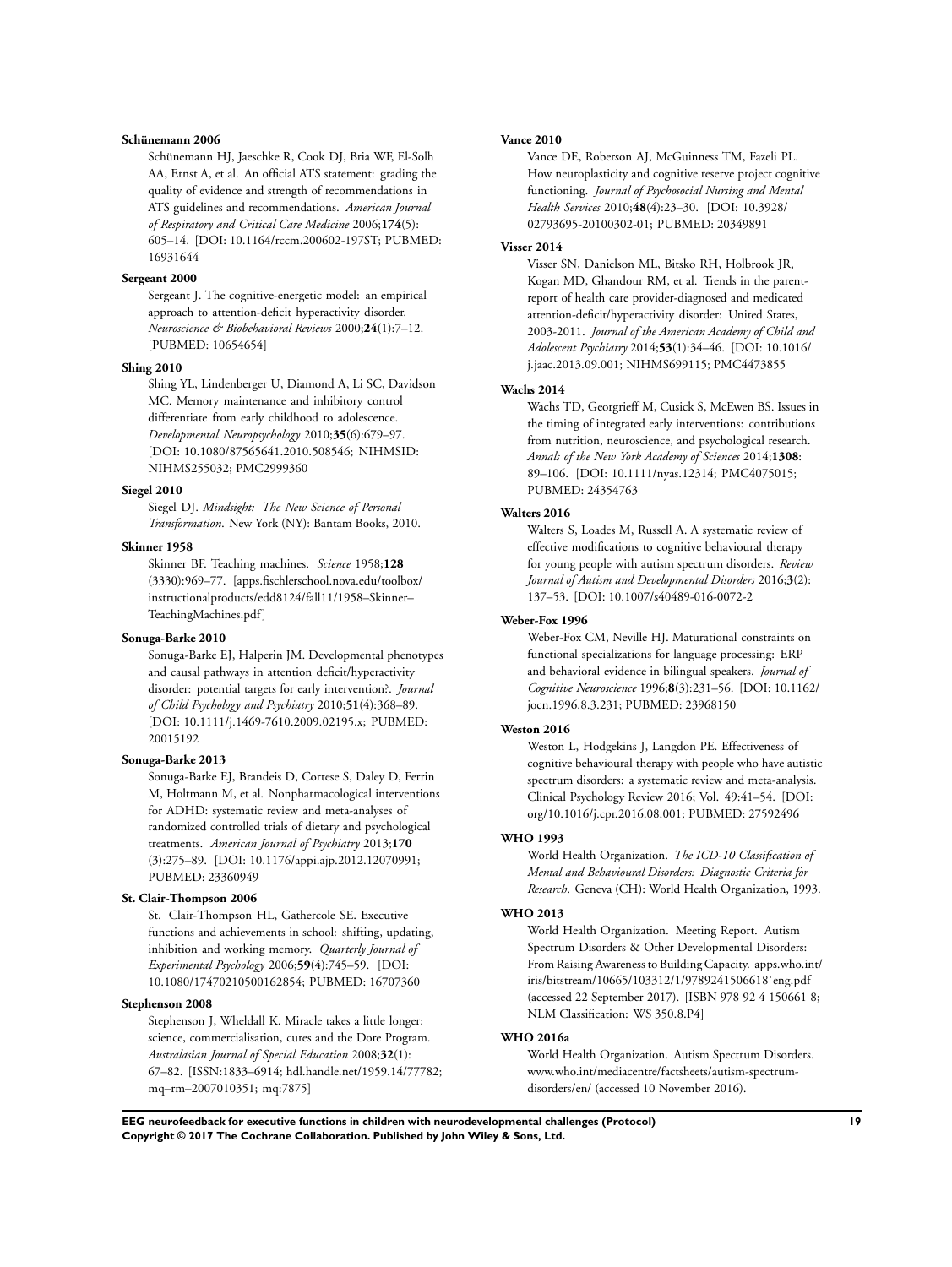**Schünemann 2006**

Schünemann HJ, Jaeschke R, Cook DJ, Bria WF, El-Solh AA, Ernst A, et al. An official ATS statement: grading the quality of evidence and strength of recommendations in ATS guidelines and recommendations. *American Journal of Respiratory and Critical Care Medicine* 2006;**174**(5): 605–14. [DOI: 10.1164/rccm.200602-197ST; PUBMED: 16931644

**Sergeant 2000**

Sergeant J. The cognitive-energetic model: an empirical approach to attention-deficit hyperactivity disorder. *Neuroscience & Biobehavioral Reviews* 2000;**24**(1):7–12. [PUBMED: 10654654]

**Shing 2010**

Shing YL, Lindenberger U, Diamond A, Li SC, Davidson MC. Memory maintenance and inhibitory control differentiate from early childhood to adolescence. *Developmental Neuropsychology* 2010;**35**(6):679–97. [DOI: 10.1080/87565641.2010.508546; NIHMSID: NIHMS255032; PMC2999360

**Siegel 2010**

Siegel DJ. *Mindsight: The New Science of Personal Transformation*. New York (NY): Bantam Books, 2010.

**Skinner 1958**

Skinner BF. Teaching machines. *Science* 1958;**128** (3330):969–77. [apps.fischlerschool.nova.edu/toolbox/instructionalproducts/edd8124/fall11/1958–Skinner–TeachingMachines.pdf]

**Sonuga-Barke 2010**

Sonuga-Barke EJ, Halperin JM. Developmental phenotypes and causal pathways in attention deficit/hyperactivity disorder: potential targets for early intervention?. *Journal of Child Psychology and Psychiatry* 2010;**51**(4):368–89. [DOI: 10.1111/j.1469-7610.2009.02195.x; PUBMED: 20015192

**Sonuga-Barke 2013**

Sonuga-Barke EJ, Brandeis D, Cortese S, Daley D, Ferrin M, Holtmann M, et al. Nonpharmacological interventions for ADHD: systematic review and meta-analyses of randomized controlled trials of dietary and psychological treatments. *American Journal of Psychiatry* 2013;**170** (3):275–89. [DOI: 10.1176/appi.ajp.2012.12070991; PUBMED: 23360949

**St. Clair-Thompson 2006**

St. Clair-Thompson HL, Gathercole SE. Executive functions and achievements in school: shifting, updating, inhibition and working memory. *Quarterly Journal of Experimental Psychology* 2006;**59**(4):745–59. [DOI: 10.1080/17470210500162854; PUBMED: 16707360

**Stephenson 2008**

Stephenson J, Wheldall K. Miracle takes a little longer: science, commercialisation, cures and the Dore Program. *Australasian Journal of Special Education* 2008;**32**(1): 67–82. [ISSN:1833–6914; hdl.handle.net/1959.14/77782; mq–rm–2007010351; mq:7875]

**Vance 2010**

Vance DE, Roberson AJ, McGuinness TM, Fazeli PL. How neuroplasticity and cognitive reserve project cognitive functioning. *Journal of Psychosocial Nursing and Mental Health Services* 2010;**48**(4):23–30. [DOI: 10.3928/02793695-20100302-01; PUBMED: 20349891

**Visser 2014**

Visser SN, Danielson ML, Bitsko RH, Holbrook JR, Kogan MD, Ghandour RM, et al. Trends in the parent-report of health care provider-diagnosed and medicated attention-deficit/hyperactivity disorder: United States, 2003-2011. *Journal of the American Academy of Child and Adolescent Psychiatry* 2014;**53**(1):34–46. [DOI: 10.1016/j.jaac.2013.09.001; NIHMS699115; PMC4473855

**Wachs 2014**

Wachs TD, Georgrieff M, Cusick S, McEwen BS. Issues in the timing of integrated early interventions: contributions from nutrition, neuroscience, and psychological research. *Annals of the New York Academy of Sciences* 2014;**1308**: 89–106. [DOI: 10.1111/nyas.12314; PMC4075015; PUBMED: 24354763

**Walters 2016**

Walters S, Loades M, Russell A. A systematic review of effective modifications to cognitive behavioural therapy for young people with autism spectrum disorders. *Review Journal of Autism and Developmental Disorders* 2016;**3**(2): 137–53. [DOI: 10.1007/s40489-016-0072-2

**Weber-Fox 1996**

Weber-Fox CM, Neville HJ. Maturational constraints on functional specializations for language processing: ERP and behavioral evidence in bilingual speakers. *Journal of Cognitive Neuroscience* 1996;**8**(3):231–56. [DOI: 10.1162/jocn.1996.8.3.231; PUBMED: 23968150

**Weston 2016**

Weston L, Hodgekins J, Langdon PE. Effectiveness of cognitive behavioural therapy with people who have autistic spectrum disorders: a systematic review and meta-analysis. Clinical Psychology Review 2016; Vol. 49:41–54. [DOI: org/10.1016/j.cpr.2016.08.001; PUBMED: 27592496

**WHO 1993**

World Health Organization. *The ICD-10 Classification of Mental and Behavioural Disorders: Diagnostic Criteria for Research*. Geneva (CH): World Health Organization, 1993.

**WHO 2013**

World Health Organization. Meeting Report. Autism Spectrum Disorders & Other Developmental Disorders: From Raising Awareness to Building Capacity. apps.who.int/iris/bitstream/10665/103312/1/9789241506618˙eng.pdf (accessed 22 September 2017). [ISBN 978 92 4 150661 8; NLM Classification: WS 350.8.P4]

**WHO 2016a**

World Health Organization. Autism Spectrum Disorders. www.who.int/mediacentre/factsheets/autism-spectrum-disorders/en/ (accessed 10 November 2016).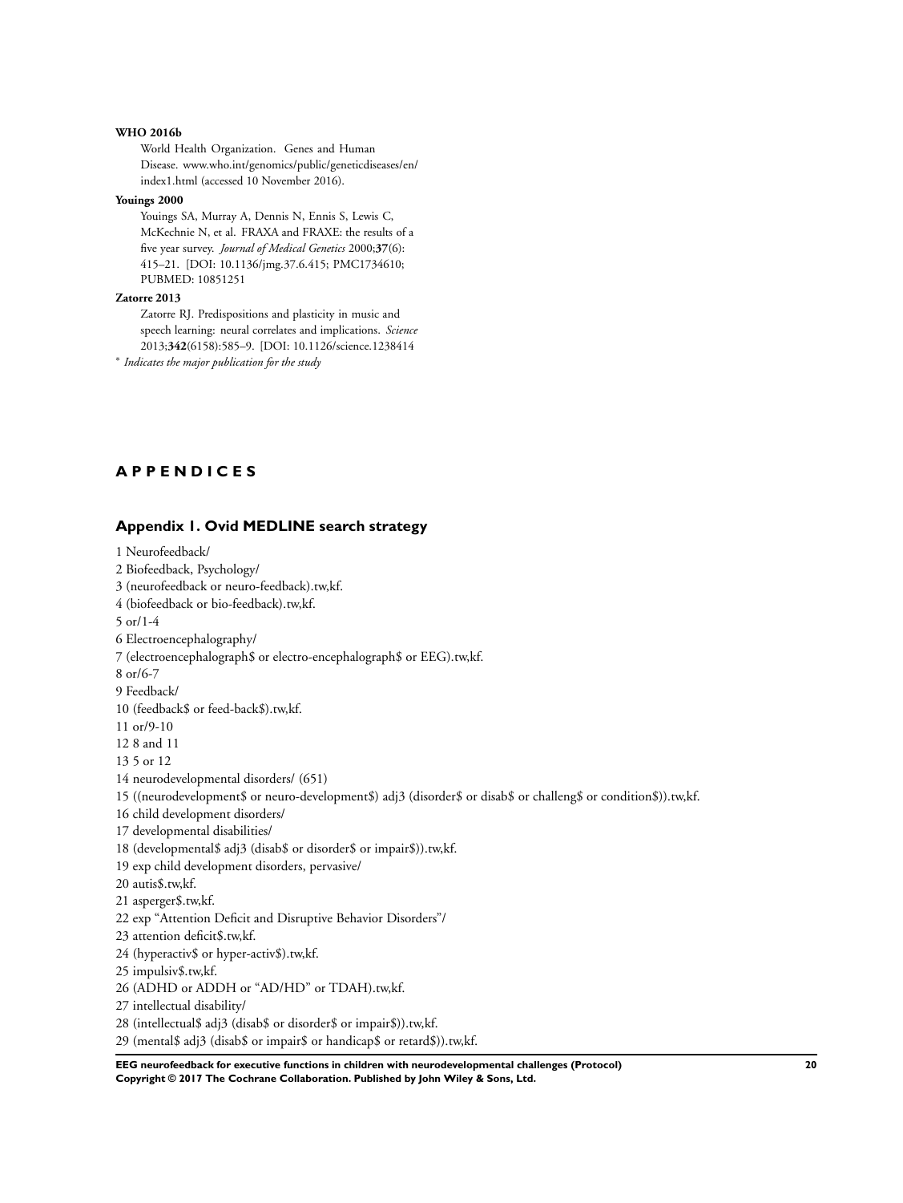**WHO 2016b**

World Health Organization. Genes and Human Disease. www.who.int/genomics/public/geneticdiseases/en/index1.html (accessed 10 November 2016).

**Youings 2000**

Youings SA, Murray A, Dennis N, Ennis S, Lewis C, McKechnie N, et al. FRAXA and FRAXE: the results of a five year survey. *Journal of Medical Genetics* 2000;**37**(6): 415–21. [DOI: 10.1136/jmg.37.6.415; PMC1734610; PUBMED: 10851251

**Zatorre 2013**

Zatorre RJ. Predispositions and plasticity in music and speech learning: neural correlates and implications. *Science* 2013;**342**(6158):585–9. [DOI: 10.1126/science.1238414

\* *Indicates the major publication for the study*

# APPENDICES

## Appendix 1. Ovid MEDLINE search strategy

1 Neurofeedback/
2 Biofeedback, Psychology/
3 (neurofeedback or neuro-feedback).tw,kf.
4 (biofeedback or bio-feedback).tw,kf.
5 or/1-4
6 Electroencephalography/
7 (electroencephalograph$ or electro-encephalograph$ or EEG).tw,kf.
8 or/6-7
9 Feedback/
10 (feedback$ or feed-back$).tw,kf.
11 or/9-10
12 8 and 11
13 5 or 12
14 neurodevelopmental disorders/ (651)
15 ((neurodevelopment$ or neuro-development$) adj3 (disorder$ or disab$ or challeng$ or condition$)).tw,kf.
16 child development disorders/
17 developmental disabilities/
18 (developmental$ adj3 (disab$ or disorder$ or impair$)).tw,kf.
19 exp child development disorders, pervasive/
20 autis$.tw,kf.
21 asperger$.tw,kf.
22 exp "Attention Deficit and Disruptive Behavior Disorders"/
23 attention deficit$.tw,kf.
24 (hyperactiv$ or hyper-activ$).tw,kf.
25 impulsiv$.tw,kf.
26 (ADHD or ADDH or "AD/HD" or TDAH).tw,kf.
27 intellectual disability/
28 (intellectual$ adj3 (disab$ or disorder$ or impair$)).tw,kf.
29 (mental$ adj3 (disab$ or impair$ or handicap$ or retard$)).tw,kf.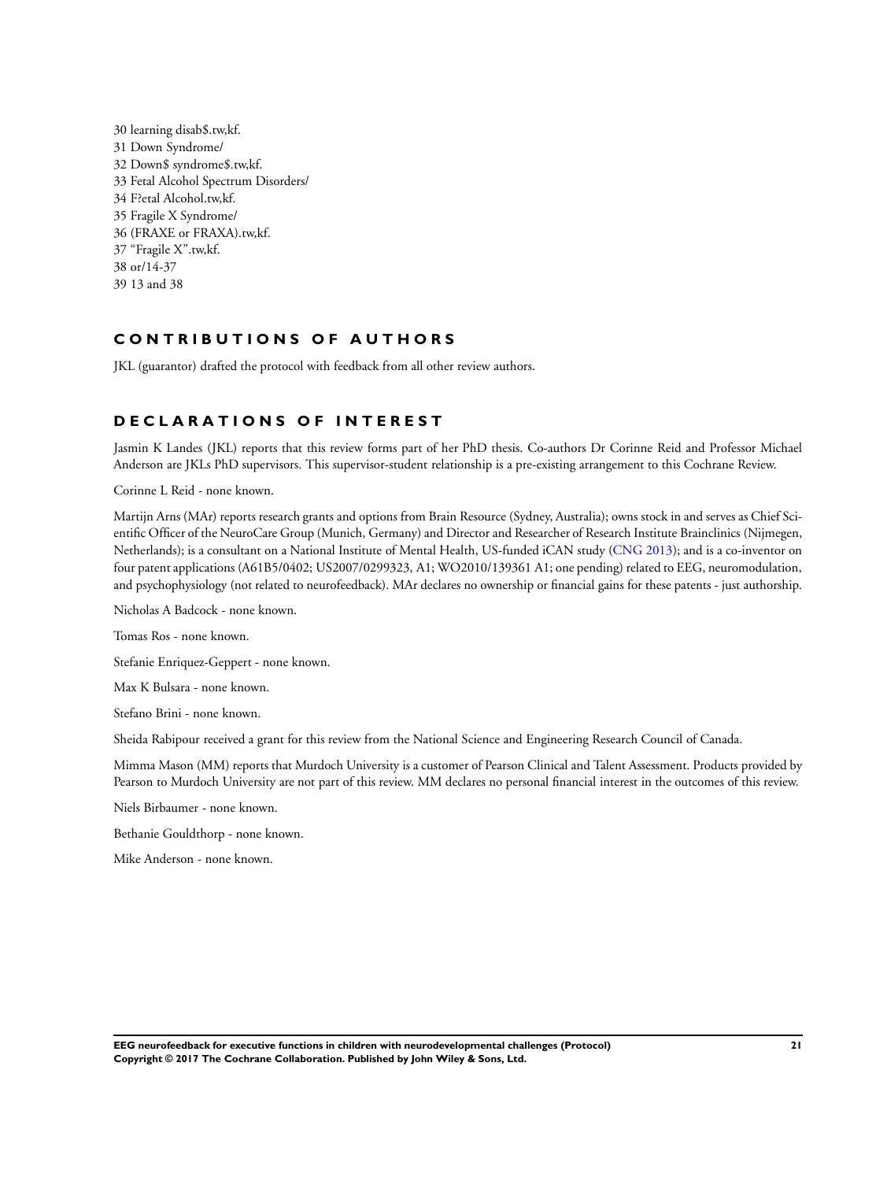30 learning disab$.tw,kf.
31 Down Syndrome/
32 Down$ syndrome$.tw,kf.
33 Fetal Alcohol Spectrum Disorders/
34 F?etal Alcohol.tw,kf.
35 Fragile X Syndrome/
36 (FRAXE or FRAXA).tw,kf.
37 "Fragile X".tw,kf.
38 or/14-37
39 13 and 38

## CONTRIBUTIONS OF AUTHORS

JKL (guarantor) drafted the protocol with feedback from all other review authors.

## DECLARATIONS OF INTEREST

Jasmin K Landes (JKL) reports that this review forms part of her PhD thesis. Co-authors Dr Corinne Reid and Professor Michael Anderson are JKLs PhD supervisors. This supervisor-student relationship is a pre-existing arrangement to this Cochrane Review.

Corinne L Reid - none known.

Martijn Arns (MAr) reports research grants and options from Brain Resource (Sydney, Australia); owns stock in and serves as Chief Scientific Officer of the NeuroCare Group (Munich, Germany) and Director and Researcher of Research Institute Brainclinics (Nijmegen, Netherlands); is a consultant on a National Institute of Mental Health, US-funded iCAN study (CNG 2013); and is a co-inventor on four patent applications (A61B5/0402; US2007/0299323, A1; WO2010/139361 A1; one pending) related to EEG, neuromodulation, and psychophysiology (not related to neurofeedback). MAr declares no ownership or financial gains for these patents - just authorship.

Nicholas A Badcock - none known.

Tomas Ros - none known.

Stefanie Enriquez-Geppert - none known.

Max K Bulsara - none known.

Stefano Brini - none known.

Sheida Rabipour received a grant for this review from the National Science and Engineering Research Council of Canada.

Mimma Mason (MM) reports that Murdoch University is a customer of Pearson Clinical and Talent Assessment. Products provided by Pearson to Murdoch University are not part of this review. MM declares no personal financial interest in the outcomes of this review.

Niels Birbaumer - none known.

Bethanie Gouldthorp - none known.

Mike Anderson - none known.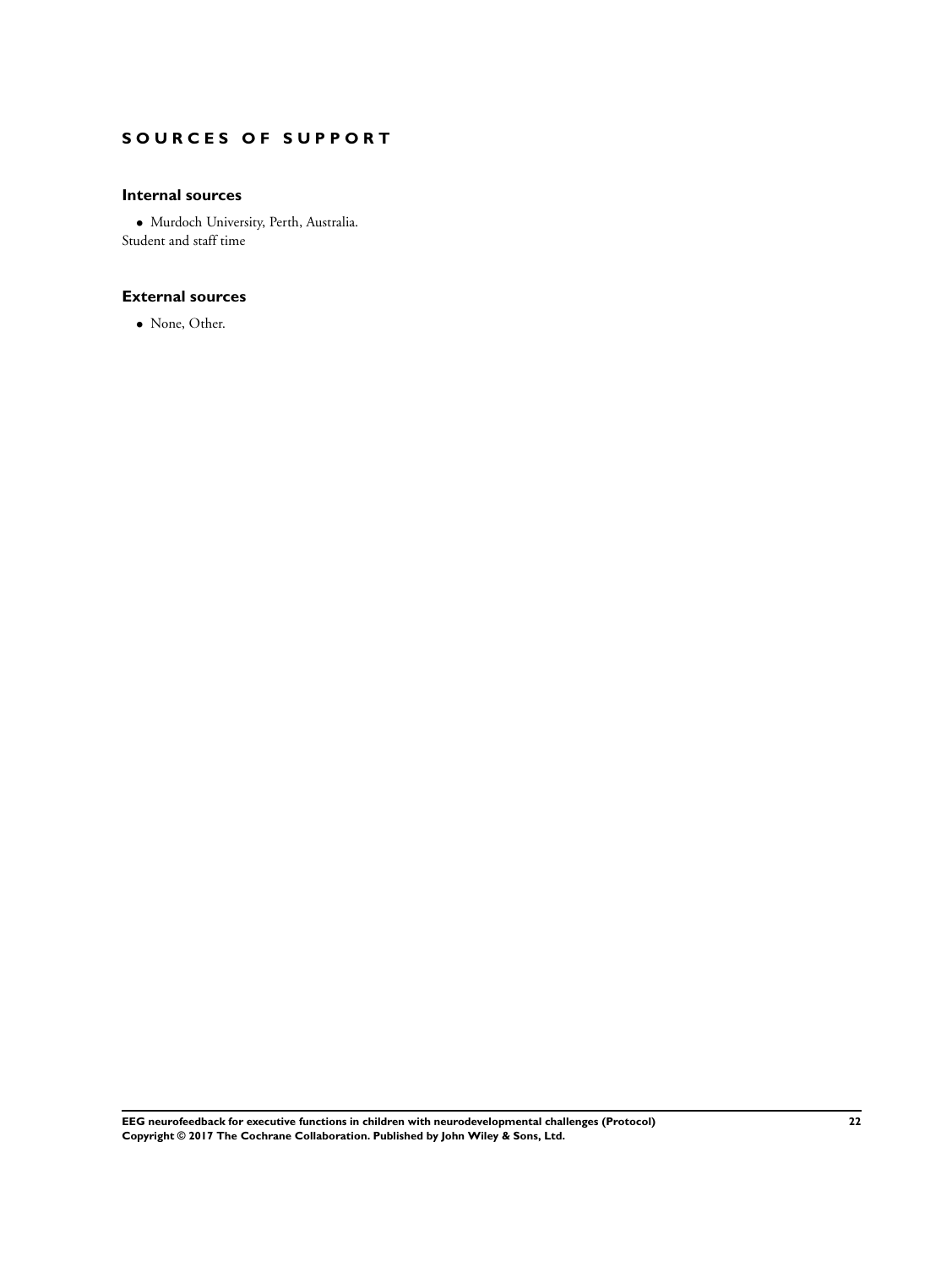# SOURCES OF SUPPORT

## Internal sources

- Murdoch University, Perth, Australia.

Student and staff time

## External sources

- None, Other.